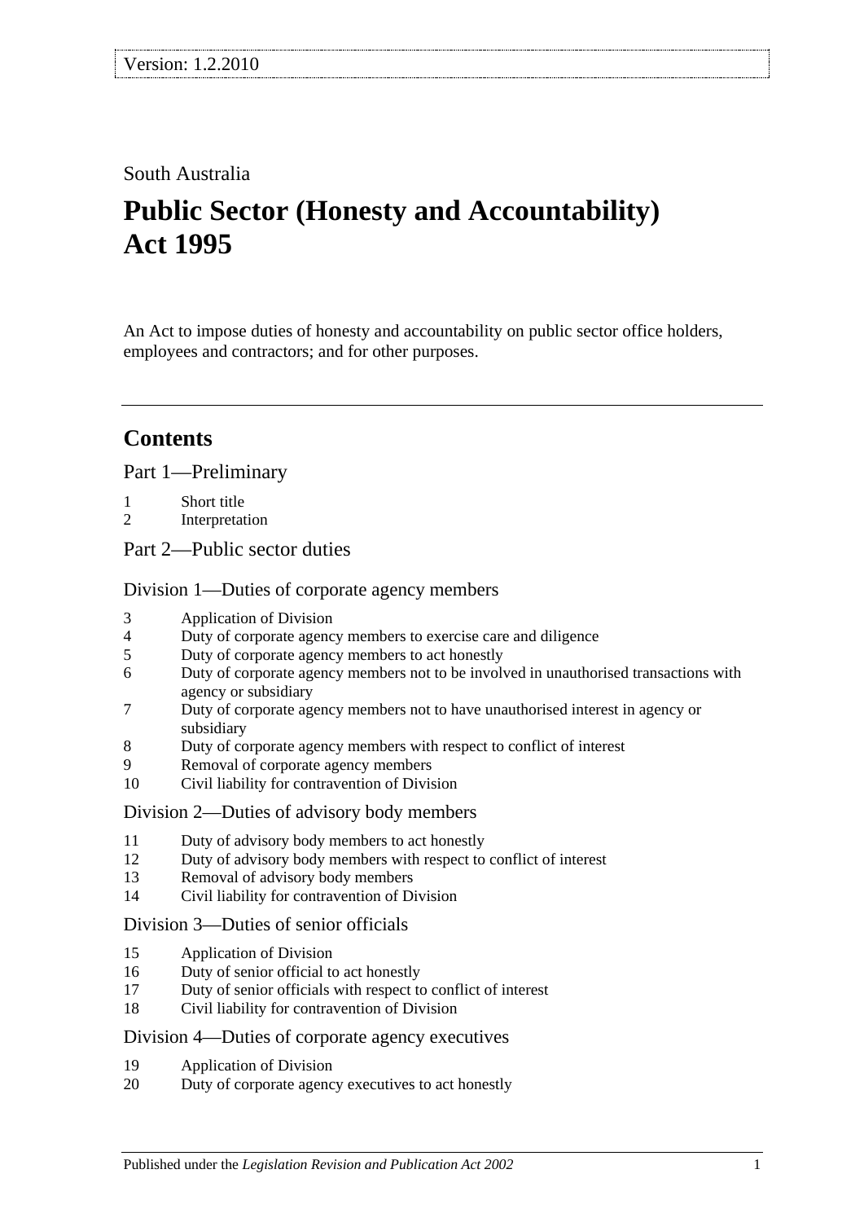Version: 1.2.2010

South Australia

# Public Sector (Honesty and Accountability) Act 1995

An Act to impose duties of honesty and accountability on public sector office holders, employees and contractors; and for other purposes.

## Contents

Part 1—Preliminary

1 Short title
2 Interpretation

Part 2—Public sector duties

Division 1—Duties of corporate agency members

3 Application of Division
4 Duty of corporate agency members to exercise care and diligence
5 Duty of corporate agency members to act honestly
6 Duty of corporate agency members not to be involved in unauthorised transactions with agency or subsidiary
7 Duty of corporate agency members not to have unauthorised interest in agency or subsidiary
8 Duty of corporate agency members with respect to conflict of interest
9 Removal of corporate agency members
10 Civil liability for contravention of Division

Division 2—Duties of advisory body members

11 Duty of advisory body members to act honestly
12 Duty of advisory body members with respect to conflict of interest
13 Removal of advisory body members
14 Civil liability for contravention of Division

Division 3—Duties of senior officials

15 Application of Division
16 Duty of senior official to act honestly
17 Duty of senior officials with respect to conflict of interest
18 Civil liability for contravention of Division

Division 4—Duties of corporate agency executives

19 Application of Division
20 Duty of corporate agency executives to act honestly

Published under the *Legislation Revision and Publication Act 2002*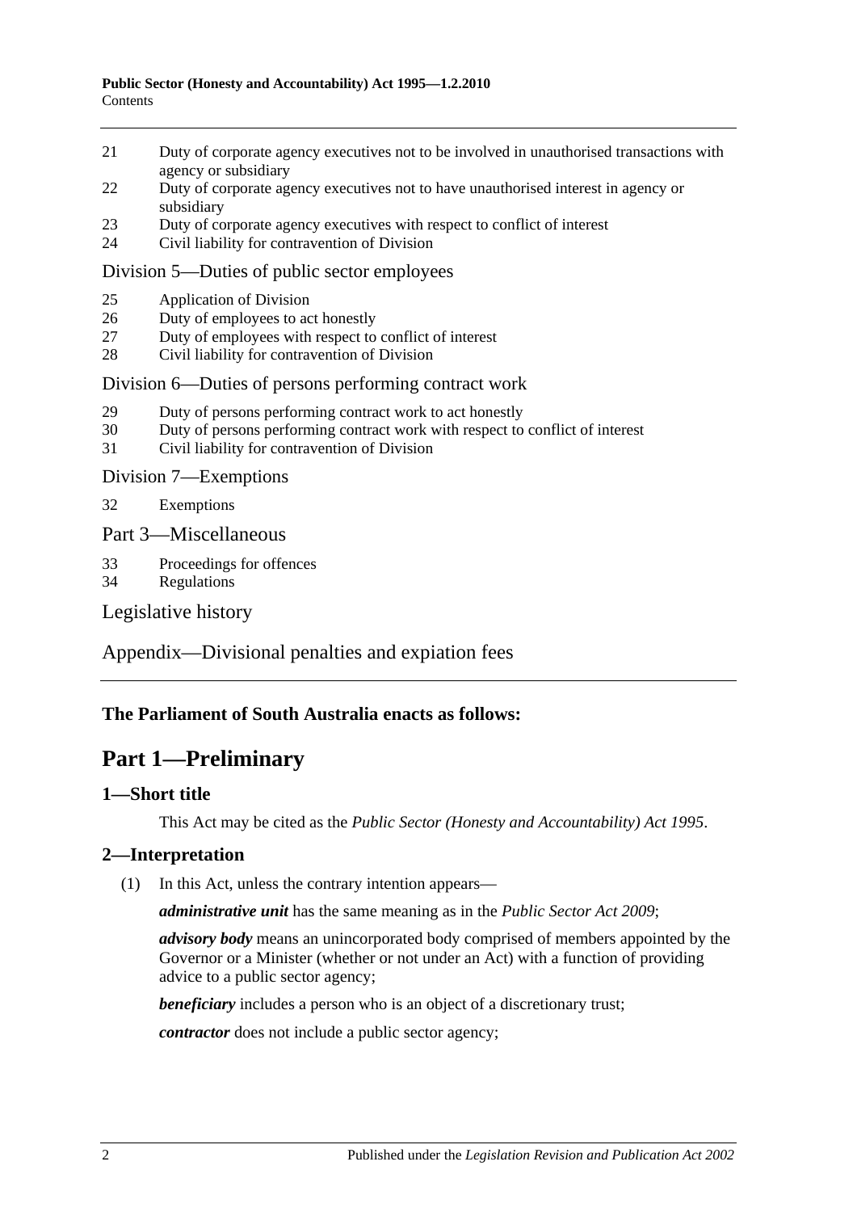21 Duty of corporate agency executives not to be involved in unauthorised transactions with agency or subsidiary
22 Duty of corporate agency executives not to have unauthorised interest in agency or subsidiary
23 Duty of corporate agency executives with respect to conflict of interest
24 Civil liability for contravention of Division

Division 5—Duties of public sector employees

25 Application of Division
26 Duty of employees to act honestly
27 Duty of employees with respect to conflict of interest
28 Civil liability for contravention of Division

Division 6—Duties of persons performing contract work

29 Duty of persons performing contract work to act honestly
30 Duty of persons performing contract work with respect to conflict of interest
31 Civil liability for contravention of Division

Division 7—Exemptions

32 Exemptions

Part 3—Miscellaneous

33 Proceedings for offences
34 Regulations

Legislative history

Appendix—Divisional penalties and expiation fees

**The Parliament of South Australia enacts as follows:**

# Part 1—Preliminary

## 1—Short title

This Act may be cited as the *Public Sector (Honesty and Accountability) Act 1995*.

## 2—Interpretation

(1) In this Act, unless the contrary intention appears—

***administrative unit*** has the same meaning as in the *Public Sector Act 2009*;

***advisory body*** means an unincorporated body comprised of members appointed by the Governor or a Minister (whether or not under an Act) with a function of providing advice to a public sector agency;

***beneficiary*** includes a person who is an object of a discretionary trust;

***contractor*** does not include a public sector agency;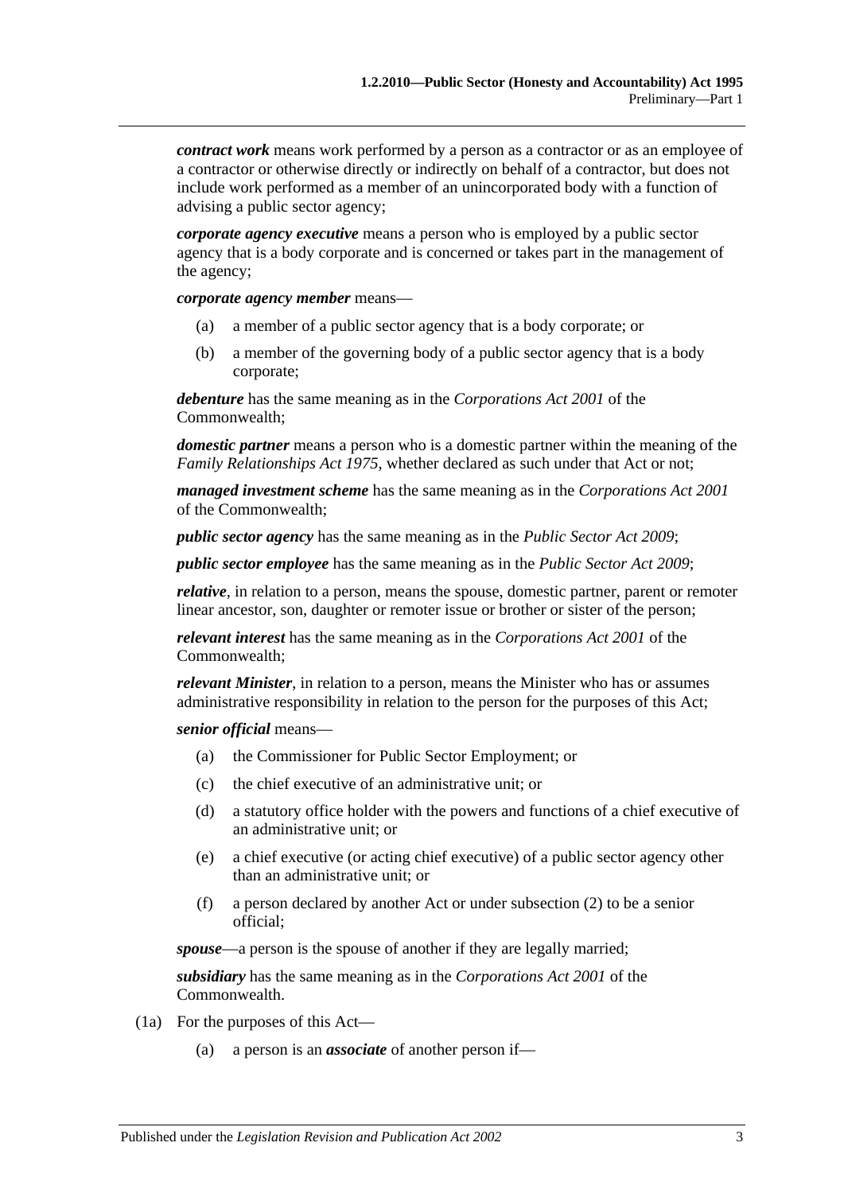***contract work*** means work performed by a person as a contractor or as an employee of a contractor or otherwise directly or indirectly on behalf of a contractor, but does not include work performed as a member of an unincorporated body with a function of advising a public sector agency;

***corporate agency executive*** means a person who is employed by a public sector agency that is a body corporate and is concerned or takes part in the management of the agency;

***corporate agency member*** means—

(a) a member of a public sector agency that is a body corporate; or

(b) a member of the governing body of a public sector agency that is a body corporate;

***debenture*** has the same meaning as in the *Corporations Act 2001* of the Commonwealth;

***domestic partner*** means a person who is a domestic partner within the meaning of the *Family Relationships Act 1975*, whether declared as such under that Act or not;

***managed investment scheme*** has the same meaning as in the *Corporations Act 2001* of the Commonwealth;

***public sector agency*** has the same meaning as in the *Public Sector Act 2009*;

***public sector employee*** has the same meaning as in the *Public Sector Act 2009*;

***relative***, in relation to a person, means the spouse, domestic partner, parent or remoter linear ancestor, son, daughter or remoter issue or brother or sister of the person;

***relevant interest*** has the same meaning as in the *Corporations Act 2001* of the Commonwealth;

***relevant Minister***, in relation to a person, means the Minister who has or assumes administrative responsibility in relation to the person for the purposes of this Act;

***senior official*** means—

(a) the Commissioner for Public Sector Employment; or

(c) the chief executive of an administrative unit; or

(d) a statutory office holder with the powers and functions of a chief executive of an administrative unit; or

(e) a chief executive (or acting chief executive) of a public sector agency other than an administrative unit; or

(f) a person declared by another Act or under subsection (2) to be a senior official;

***spouse***—a person is the spouse of another if they are legally married;

***subsidiary*** has the same meaning as in the *Corporations Act 2001* of the Commonwealth.

(1a) For the purposes of this Act—

(a) a person is an ***associate*** of another person if—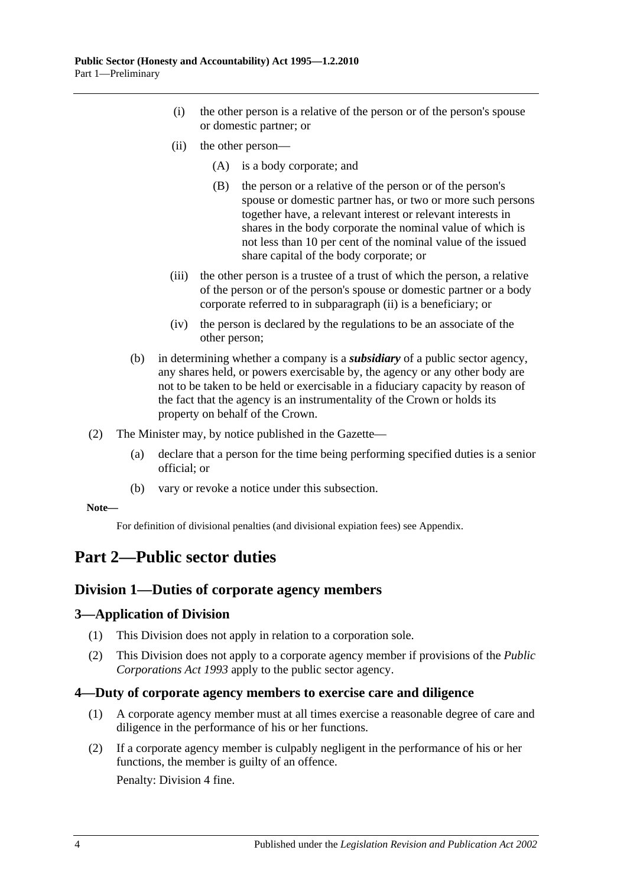(i) the other person is a relative of the person or of the person's spouse or domestic partner; or

(ii) the other person—

(A) is a body corporate; and

(B) the person or a relative of the person or of the person's spouse or domestic partner has, or two or more such persons together have, a relevant interest or relevant interests in shares in the body corporate the nominal value of which is not less than 10 per cent of the nominal value of the issued share capital of the body corporate; or

(iii) the other person is a trustee of a trust of which the person, a relative of the person or of the person's spouse or domestic partner or a body corporate referred to in subparagraph (ii) is a beneficiary; or

(iv) the person is declared by the regulations to be an associate of the other person;

(b) in determining whether a company is a ***subsidiary*** of a public sector agency, any shares held, or powers exercisable by, the agency or any other body are not to be taken to be held or exercisable in a fiduciary capacity by reason of the fact that the agency is an instrumentality of the Crown or holds its property on behalf of the Crown.

(2) The Minister may, by notice published in the Gazette—

(a) declare that a person for the time being performing specified duties is a senior official; or

(b) vary or revoke a notice under this subsection.

**Note—**

For definition of divisional penalties (and divisional expiation fees) see Appendix.

# Part 2—Public sector duties

## Division 1—Duties of corporate agency members

### 3—Application of Division

(1) This Division does not apply in relation to a corporation sole.

(2) This Division does not apply to a corporate agency member if provisions of the *Public Corporations Act 1993* apply to the public sector agency.

### 4—Duty of corporate agency members to exercise care and diligence

(1) A corporate agency member must at all times exercise a reasonable degree of care and diligence in the performance of his or her functions.

(2) If a corporate agency member is culpably negligent in the performance of his or her functions, the member is guilty of an offence.

Penalty: Division 4 fine.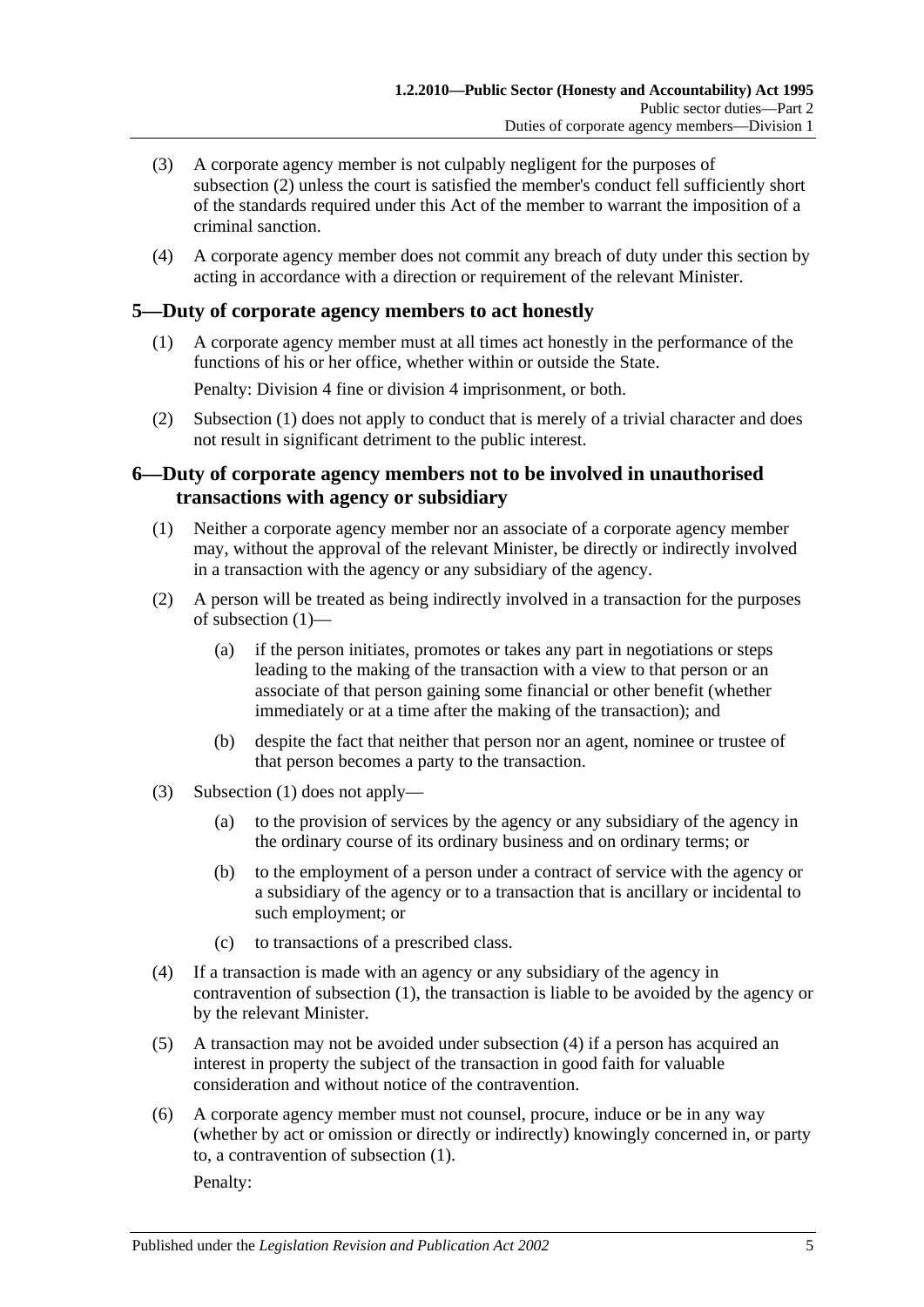(3) A corporate agency member is not culpably negligent for the purposes of subsection (2) unless the court is satisfied the member's conduct fell sufficiently short of the standards required under this Act of the member to warrant the imposition of a criminal sanction.

(4) A corporate agency member does not commit any breach of duty under this section by acting in accordance with a direction or requirement of the relevant Minister.

## 5—Duty of corporate agency members to act honestly

(1) A corporate agency member must at all times act honestly in the performance of the functions of his or her office, whether within or outside the State.

Penalty: Division 4 fine or division 4 imprisonment, or both.

(2) Subsection (1) does not apply to conduct that is merely of a trivial character and does not result in significant detriment to the public interest.

## 6—Duty of corporate agency members not to be involved in unauthorised transactions with agency or subsidiary

(1) Neither a corporate agency member nor an associate of a corporate agency member may, without the approval of the relevant Minister, be directly or indirectly involved in a transaction with the agency or any subsidiary of the agency.

(2) A person will be treated as being indirectly involved in a transaction for the purposes of subsection (1)—

(a) if the person initiates, promotes or takes any part in negotiations or steps leading to the making of the transaction with a view to that person or an associate of that person gaining some financial or other benefit (whether immediately or at a time after the making of the transaction); and

(b) despite the fact that neither that person nor an agent, nominee or trustee of that person becomes a party to the transaction.

(3) Subsection (1) does not apply—

(a) to the provision of services by the agency or any subsidiary of the agency in the ordinary course of its ordinary business and on ordinary terms; or

(b) to the employment of a person under a contract of service with the agency or a subsidiary of the agency or to a transaction that is ancillary or incidental to such employment; or

(c) to transactions of a prescribed class.

(4) If a transaction is made with an agency or any subsidiary of the agency in contravention of subsection (1), the transaction is liable to be avoided by the agency or by the relevant Minister.

(5) A transaction may not be avoided under subsection (4) if a person has acquired an interest in property the subject of the transaction in good faith for valuable consideration and without notice of the contravention.

(6) A corporate agency member must not counsel, procure, induce or be in any way (whether by act or omission or directly or indirectly) knowingly concerned in, or party to, a contravention of subsection (1).

Penalty: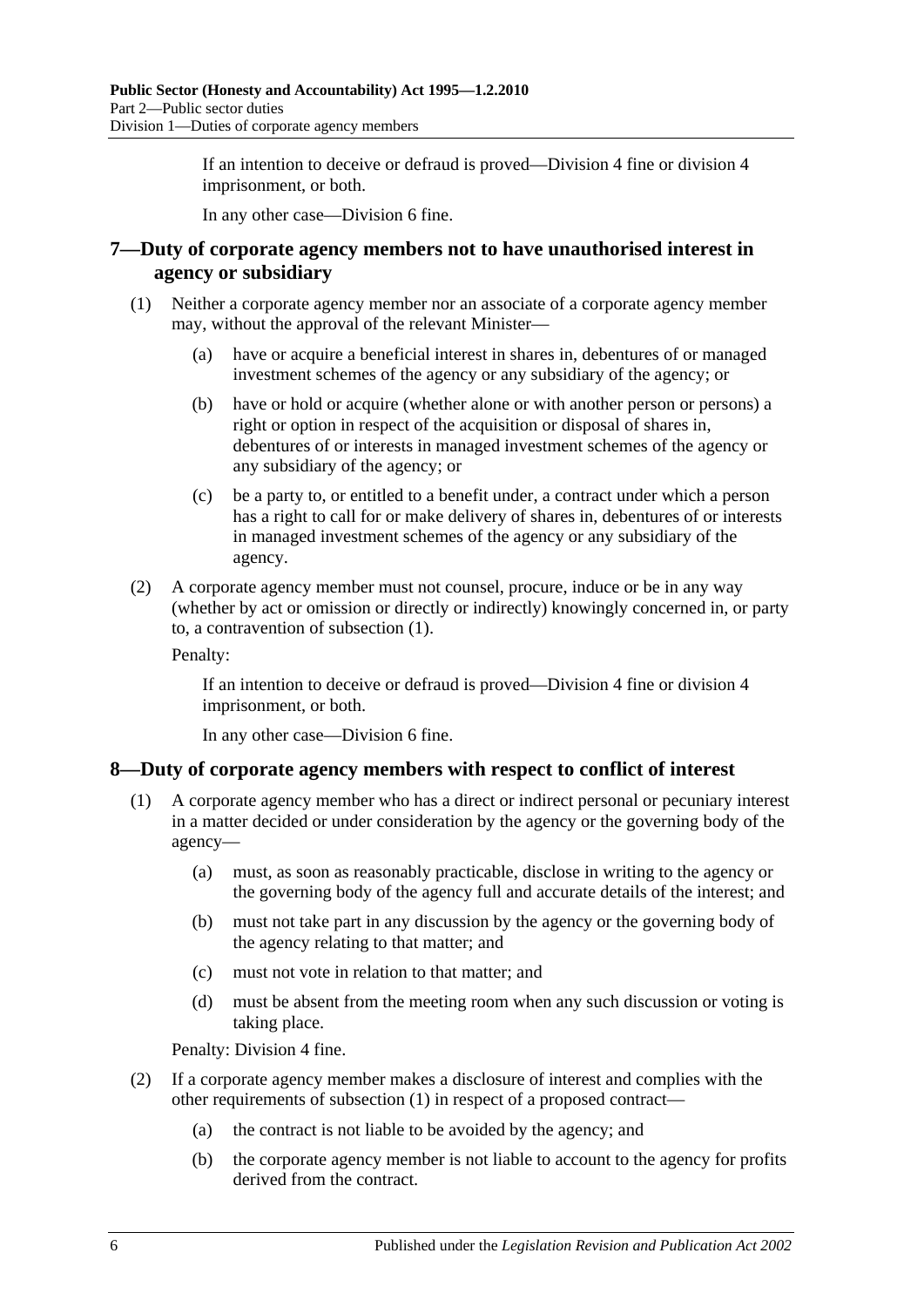If an intention to deceive or defraud is proved—Division 4 fine or division 4 imprisonment, or both.

In any other case—Division 6 fine.

## 7—Duty of corporate agency members not to have unauthorised interest in agency or subsidiary

(1) Neither a corporate agency member nor an associate of a corporate agency member may, without the approval of the relevant Minister—

(a) have or acquire a beneficial interest in shares in, debentures of or managed investment schemes of the agency or any subsidiary of the agency; or

(b) have or hold or acquire (whether alone or with another person or persons) a right or option in respect of the acquisition or disposal of shares in, debentures of or interests in managed investment schemes of the agency or any subsidiary of the agency; or

(c) be a party to, or entitled to a benefit under, a contract under which a person has a right to call for or make delivery of shares in, debentures of or interests in managed investment schemes of the agency or any subsidiary of the agency.

(2) A corporate agency member must not counsel, procure, induce or be in any way (whether by act or omission or directly or indirectly) knowingly concerned in, or party to, a contravention of subsection (1).

Penalty:

If an intention to deceive or defraud is proved—Division 4 fine or division 4 imprisonment, or both.

In any other case—Division 6 fine.

## 8—Duty of corporate agency members with respect to conflict of interest

(1) A corporate agency member who has a direct or indirect personal or pecuniary interest in a matter decided or under consideration by the agency or the governing body of the agency—

(a) must, as soon as reasonably practicable, disclose in writing to the agency or the governing body of the agency full and accurate details of the interest; and

(b) must not take part in any discussion by the agency or the governing body of the agency relating to that matter; and

(c) must not vote in relation to that matter; and

(d) must be absent from the meeting room when any such discussion or voting is taking place.

Penalty: Division 4 fine.

(2) If a corporate agency member makes a disclosure of interest and complies with the other requirements of subsection (1) in respect of a proposed contract—

(a) the contract is not liable to be avoided by the agency; and

(b) the corporate agency member is not liable to account to the agency for profits derived from the contract.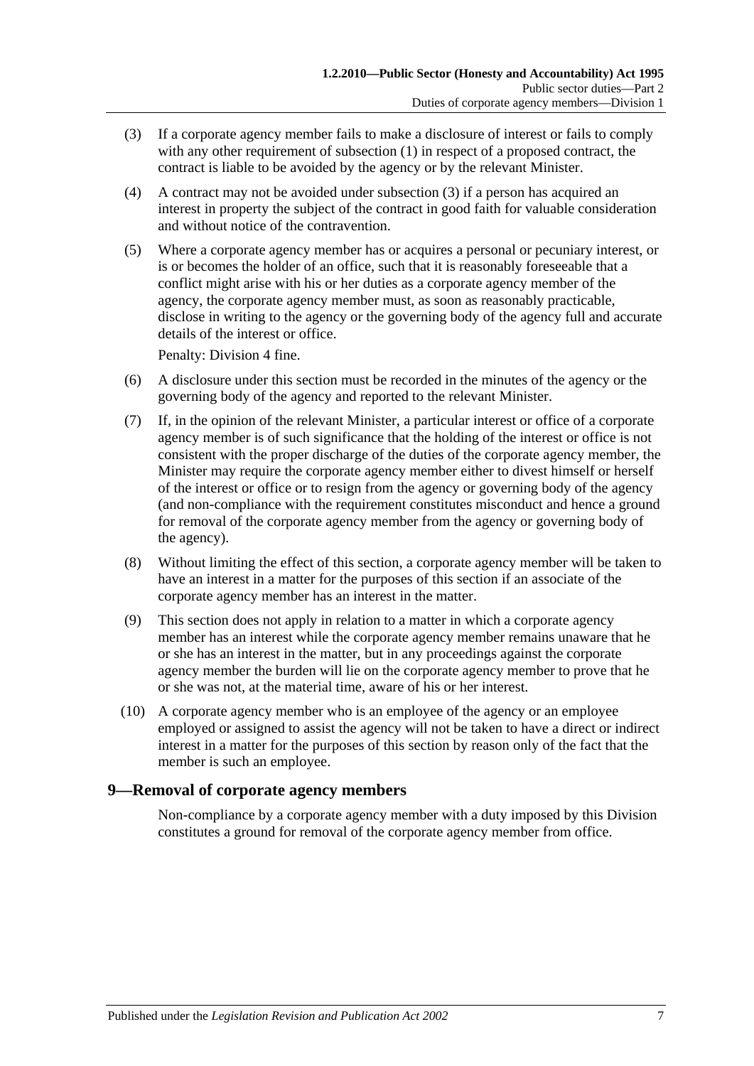(3) If a corporate agency member fails to make a disclosure of interest or fails to comply with any other requirement of subsection (1) in respect of a proposed contract, the contract is liable to be avoided by the agency or by the relevant Minister.

(4) A contract may not be avoided under subsection (3) if a person has acquired an interest in property the subject of the contract in good faith for valuable consideration and without notice of the contravention.

(5) Where a corporate agency member has or acquires a personal or pecuniary interest, or is or becomes the holder of an office, such that it is reasonably foreseeable that a conflict might arise with his or her duties as a corporate agency member of the agency, the corporate agency member must, as soon as reasonably practicable, disclose in writing to the agency or the governing body of the agency full and accurate details of the interest or office.

Penalty: Division 4 fine.

(6) A disclosure under this section must be recorded in the minutes of the agency or the governing body of the agency and reported to the relevant Minister.

(7) If, in the opinion of the relevant Minister, a particular interest or office of a corporate agency member is of such significance that the holding of the interest or office is not consistent with the proper discharge of the duties of the corporate agency member, the Minister may require the corporate agency member either to divest himself or herself of the interest or office or to resign from the agency or governing body of the agency (and non-compliance with the requirement constitutes misconduct and hence a ground for removal of the corporate agency member from the agency or governing body of the agency).

(8) Without limiting the effect of this section, a corporate agency member will be taken to have an interest in a matter for the purposes of this section if an associate of the corporate agency member has an interest in the matter.

(9) This section does not apply in relation to a matter in which a corporate agency member has an interest while the corporate agency member remains unaware that he or she has an interest in the matter, but in any proceedings against the corporate agency member the burden will lie on the corporate agency member to prove that he or she was not, at the material time, aware of his or her interest.

(10) A corporate agency member who is an employee of the agency or an employee employed or assigned to assist the agency will not be taken to have a direct or indirect interest in a matter for the purposes of this section by reason only of the fact that the member is such an employee.

## 9—Removal of corporate agency members

Non-compliance by a corporate agency member with a duty imposed by this Division constitutes a ground for removal of the corporate agency member from office.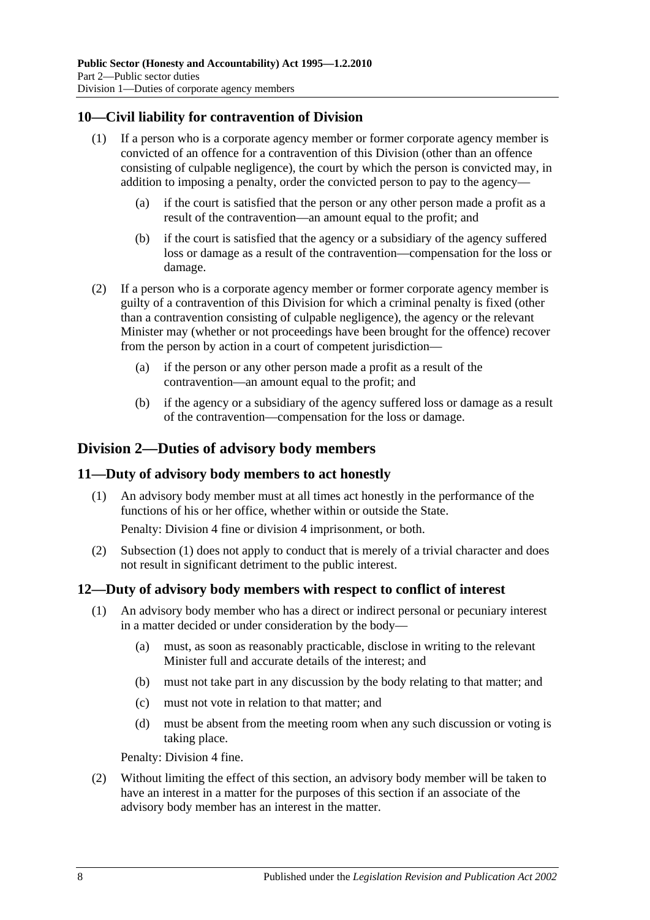## 10—Civil liability for contravention of Division

(1) If a person who is a corporate agency member or former corporate agency member is convicted of an offence for a contravention of this Division (other than an offence consisting of culpable negligence), the court by which the person is convicted may, in addition to imposing a penalty, order the convicted person to pay to the agency—

(a) if the court is satisfied that the person or any other person made a profit as a result of the contravention—an amount equal to the profit; and

(b) if the court is satisfied that the agency or a subsidiary of the agency suffered loss or damage as a result of the contravention—compensation for the loss or damage.

(2) If a person who is a corporate agency member or former corporate agency member is guilty of a contravention of this Division for which a criminal penalty is fixed (other than a contravention consisting of culpable negligence), the agency or the relevant Minister may (whether or not proceedings have been brought for the offence) recover from the person by action in a court of competent jurisdiction—

(a) if the person or any other person made a profit as a result of the contravention—an amount equal to the profit; and

(b) if the agency or a subsidiary of the agency suffered loss or damage as a result of the contravention—compensation for the loss or damage.

# Division 2—Duties of advisory body members

## 11—Duty of advisory body members to act honestly

(1) An advisory body member must at all times act honestly in the performance of the functions of his or her office, whether within or outside the State.

Penalty: Division 4 fine or division 4 imprisonment, or both.

(2) Subsection (1) does not apply to conduct that is merely of a trivial character and does not result in significant detriment to the public interest.

## 12—Duty of advisory body members with respect to conflict of interest

(1) An advisory body member who has a direct or indirect personal or pecuniary interest in a matter decided or under consideration by the body—

(a) must, as soon as reasonably practicable, disclose in writing to the relevant Minister full and accurate details of the interest; and

(b) must not take part in any discussion by the body relating to that matter; and

(c) must not vote in relation to that matter; and

(d) must be absent from the meeting room when any such discussion or voting is taking place.

Penalty: Division 4 fine.

(2) Without limiting the effect of this section, an advisory body member will be taken to have an interest in a matter for the purposes of this section if an associate of the advisory body member has an interest in the matter.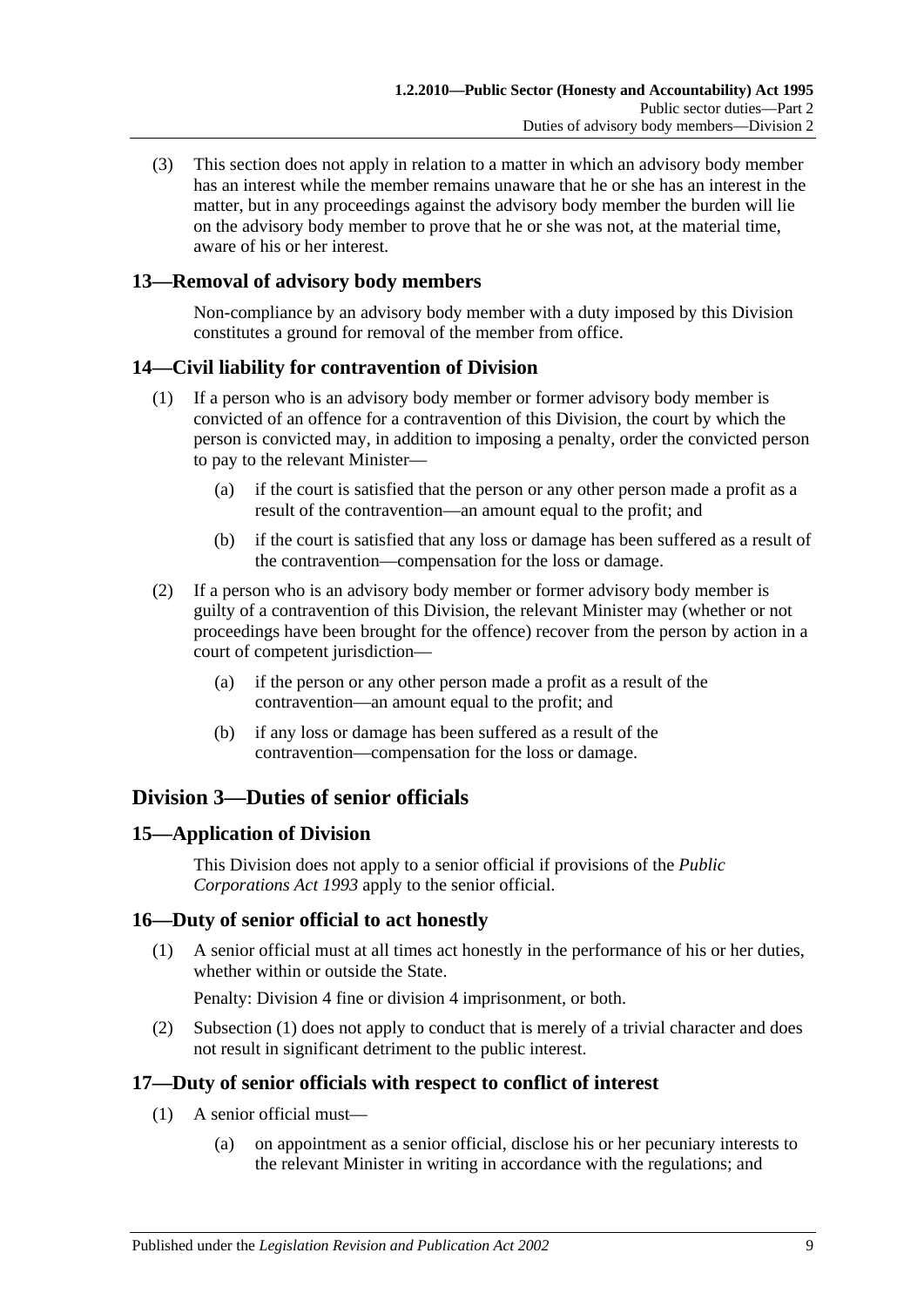(3) This section does not apply in relation to a matter in which an advisory body member has an interest while the member remains unaware that he or she has an interest in the matter, but in any proceedings against the advisory body member the burden will lie on the advisory body member to prove that he or she was not, at the material time, aware of his or her interest.

### 13—Removal of advisory body members

Non-compliance by an advisory body member with a duty imposed by this Division constitutes a ground for removal of the member from office.

### 14—Civil liability for contravention of Division

(1) If a person who is an advisory body member or former advisory body member is convicted of an offence for a contravention of this Division, the court by which the person is convicted may, in addition to imposing a penalty, order the convicted person to pay to the relevant Minister—

(a) if the court is satisfied that the person or any other person made a profit as a result of the contravention—an amount equal to the profit; and

(b) if the court is satisfied that any loss or damage has been suffered as a result of the contravention—compensation for the loss or damage.

(2) If a person who is an advisory body member or former advisory body member is guilty of a contravention of this Division, the relevant Minister may (whether or not proceedings have been brought for the offence) recover from the person by action in a court of competent jurisdiction—

(a) if the person or any other person made a profit as a result of the contravention—an amount equal to the profit; and

(b) if any loss or damage has been suffered as a result of the contravention—compensation for the loss or damage.

## Division 3—Duties of senior officials

### 15—Application of Division

This Division does not apply to a senior official if provisions of the *Public Corporations Act 1993* apply to the senior official.

### 16—Duty of senior official to act honestly

(1) A senior official must at all times act honestly in the performance of his or her duties, whether within or outside the State.

Penalty: Division 4 fine or division 4 imprisonment, or both.

(2) Subsection (1) does not apply to conduct that is merely of a trivial character and does not result in significant detriment to the public interest.

### 17—Duty of senior officials with respect to conflict of interest

(1) A senior official must—

(a) on appointment as a senior official, disclose his or her pecuniary interests to the relevant Minister in writing in accordance with the regulations; and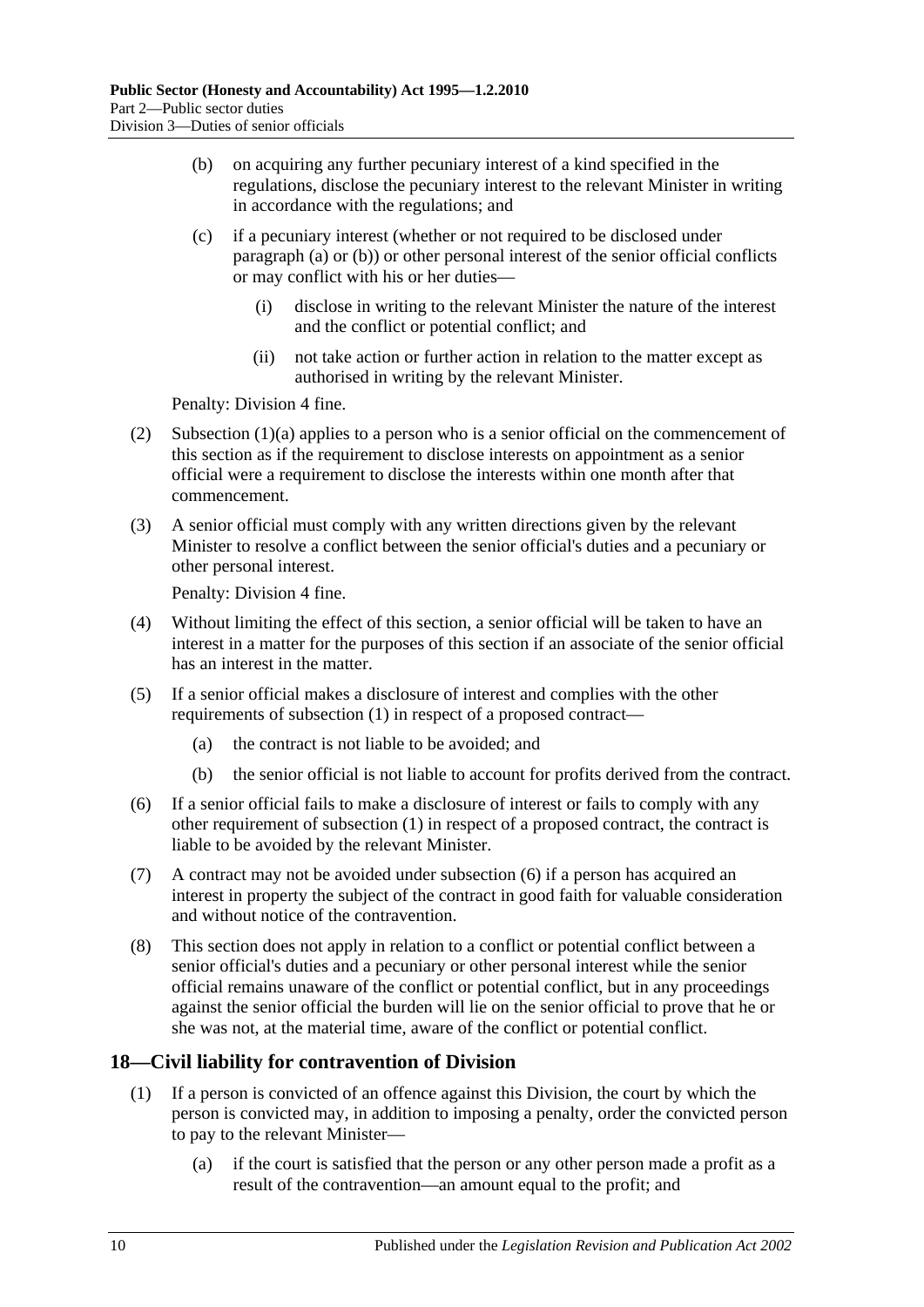(b) on acquiring any further pecuniary interest of a kind specified in the regulations, disclose the pecuniary interest to the relevant Minister in writing in accordance with the regulations; and

(c) if a pecuniary interest (whether or not required to be disclosed under paragraph (a) or (b)) or other personal interest of the senior official conflicts or may conflict with his or her duties—

(i) disclose in writing to the relevant Minister the nature of the interest and the conflict or potential conflict; and

(ii) not take action or further action in relation to the matter except as authorised in writing by the relevant Minister.

Penalty: Division 4 fine.

(2) Subsection (1)(a) applies to a person who is a senior official on the commencement of this section as if the requirement to disclose interests on appointment as a senior official were a requirement to disclose the interests within one month after that commencement.

(3) A senior official must comply with any written directions given by the relevant Minister to resolve a conflict between the senior official's duties and a pecuniary or other personal interest.

Penalty: Division 4 fine.

(4) Without limiting the effect of this section, a senior official will be taken to have an interest in a matter for the purposes of this section if an associate of the senior official has an interest in the matter.

(5) If a senior official makes a disclosure of interest and complies with the other requirements of subsection (1) in respect of a proposed contract—

(a) the contract is not liable to be avoided; and

(b) the senior official is not liable to account for profits derived from the contract.

(6) If a senior official fails to make a disclosure of interest or fails to comply with any other requirement of subsection (1) in respect of a proposed contract, the contract is liable to be avoided by the relevant Minister.

(7) A contract may not be avoided under subsection (6) if a person has acquired an interest in property the subject of the contract in good faith for valuable consideration and without notice of the contravention.

(8) This section does not apply in relation to a conflict or potential conflict between a senior official's duties and a pecuniary or other personal interest while the senior official remains unaware of the conflict or potential conflict, but in any proceedings against the senior official the burden will lie on the senior official to prove that he or she was not, at the material time, aware of the conflict or potential conflict.

## 18—Civil liability for contravention of Division

(1) If a person is convicted of an offence against this Division, the court by which the person is convicted may, in addition to imposing a penalty, order the convicted person to pay to the relevant Minister—

(a) if the court is satisfied that the person or any other person made a profit as a result of the contravention—an amount equal to the profit; and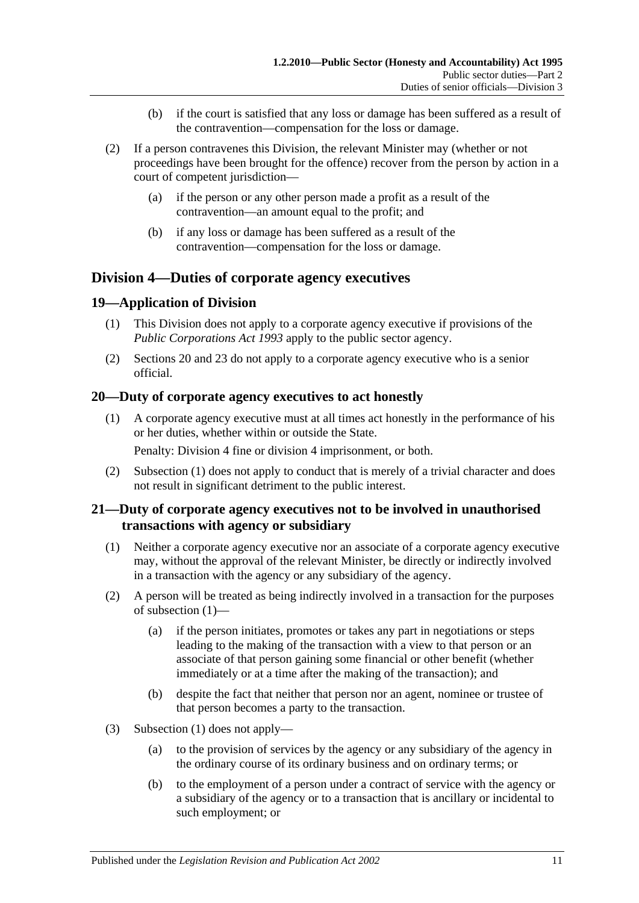(b) if the court is satisfied that any loss or damage has been suffered as a result of the contravention—compensation for the loss or damage.

(2) If a person contravenes this Division, the relevant Minister may (whether or not proceedings have been brought for the offence) recover from the person by action in a court of competent jurisdiction—

(a) if the person or any other person made a profit as a result of the contravention—an amount equal to the profit; and

(b) if any loss or damage has been suffered as a result of the contravention—compensation for the loss or damage.

## Division 4—Duties of corporate agency executives

### 19—Application of Division

(1) This Division does not apply to a corporate agency executive if provisions of the *Public Corporations Act 1993* apply to the public sector agency.

(2) Sections 20 and 23 do not apply to a corporate agency executive who is a senior official.

### 20—Duty of corporate agency executives to act honestly

(1) A corporate agency executive must at all times act honestly in the performance of his or her duties, whether within or outside the State.

Penalty: Division 4 fine or division 4 imprisonment, or both.

(2) Subsection (1) does not apply to conduct that is merely of a trivial character and does not result in significant detriment to the public interest.

### 21—Duty of corporate agency executives not to be involved in unauthorised transactions with agency or subsidiary

(1) Neither a corporate agency executive nor an associate of a corporate agency executive may, without the approval of the relevant Minister, be directly or indirectly involved in a transaction with the agency or any subsidiary of the agency.

(2) A person will be treated as being indirectly involved in a transaction for the purposes of subsection (1)—

(a) if the person initiates, promotes or takes any part in negotiations or steps leading to the making of the transaction with a view to that person or an associate of that person gaining some financial or other benefit (whether immediately or at a time after the making of the transaction); and

(b) despite the fact that neither that person nor an agent, nominee or trustee of that person becomes a party to the transaction.

(3) Subsection (1) does not apply—

(a) to the provision of services by the agency or any subsidiary of the agency in the ordinary course of its ordinary business and on ordinary terms; or

(b) to the employment of a person under a contract of service with the agency or a subsidiary of the agency or to a transaction that is ancillary or incidental to such employment; or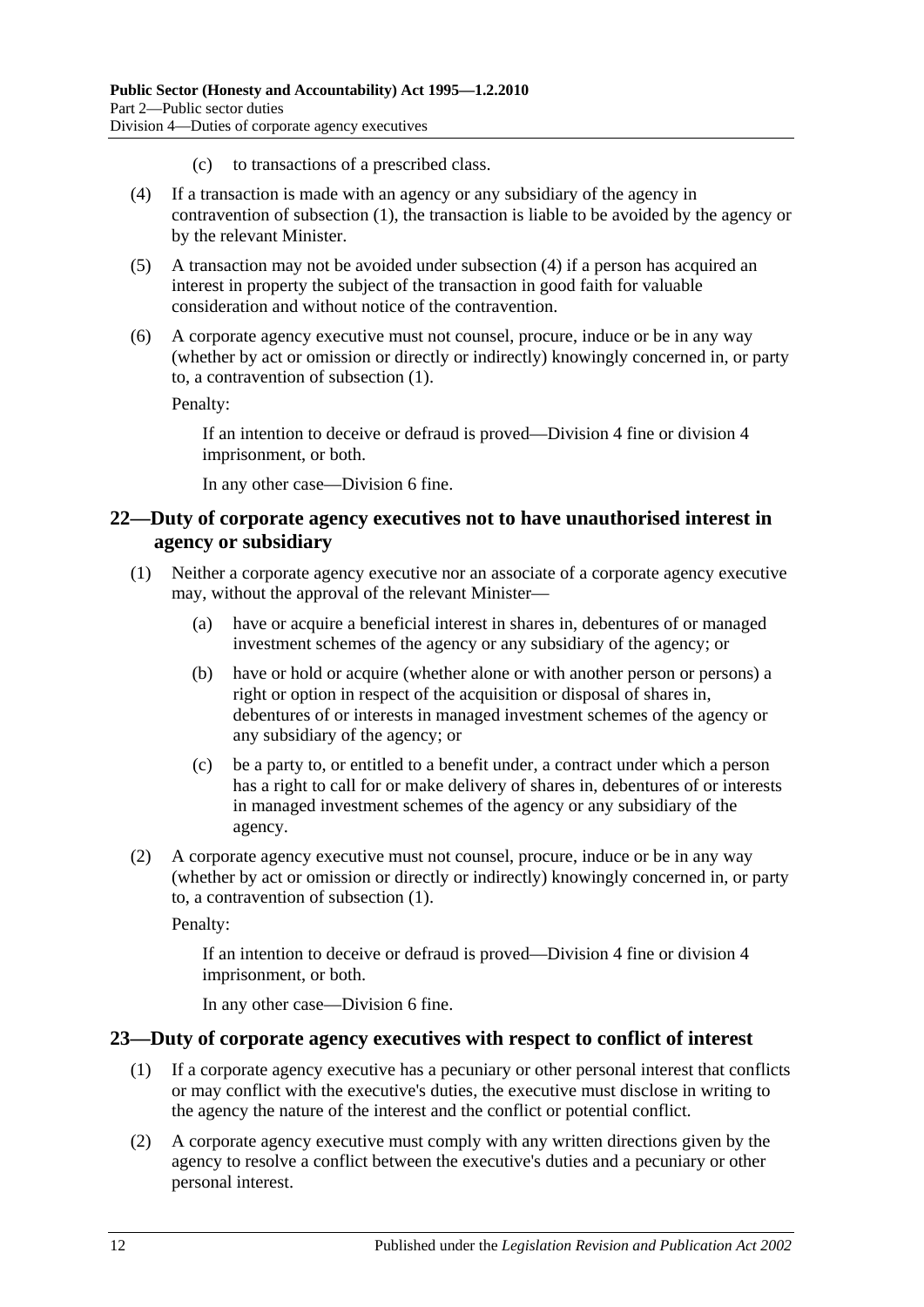(c) to transactions of a prescribed class.

(4) If a transaction is made with an agency or any subsidiary of the agency in contravention of subsection (1), the transaction is liable to be avoided by the agency or by the relevant Minister.

(5) A transaction may not be avoided under subsection (4) if a person has acquired an interest in property the subject of the transaction in good faith for valuable consideration and without notice of the contravention.

(6) A corporate agency executive must not counsel, procure, induce or be in any way (whether by act or omission or directly or indirectly) knowingly concerned in, or party to, a contravention of subsection (1).

Penalty:

If an intention to deceive or defraud is proved—Division 4 fine or division 4 imprisonment, or both.

In any other case—Division 6 fine.

## 22—Duty of corporate agency executives not to have unauthorised interest in agency or subsidiary

(1) Neither a corporate agency executive nor an associate of a corporate agency executive may, without the approval of the relevant Minister—

(a) have or acquire a beneficial interest in shares in, debentures of or managed investment schemes of the agency or any subsidiary of the agency; or

(b) have or hold or acquire (whether alone or with another person or persons) a right or option in respect of the acquisition or disposal of shares in, debentures of or interests in managed investment schemes of the agency or any subsidiary of the agency; or

(c) be a party to, or entitled to a benefit under, a contract under which a person has a right to call for or make delivery of shares in, debentures of or interests in managed investment schemes of the agency or any subsidiary of the agency.

(2) A corporate agency executive must not counsel, procure, induce or be in any way (whether by act or omission or directly or indirectly) knowingly concerned in, or party to, a contravention of subsection (1).

Penalty:

If an intention to deceive or defraud is proved—Division 4 fine or division 4 imprisonment, or both.

In any other case—Division 6 fine.

## 23—Duty of corporate agency executives with respect to conflict of interest

(1) If a corporate agency executive has a pecuniary or other personal interest that conflicts or may conflict with the executive's duties, the executive must disclose in writing to the agency the nature of the interest and the conflict or potential conflict.

(2) A corporate agency executive must comply with any written directions given by the agency to resolve a conflict between the executive's duties and a pecuniary or other personal interest.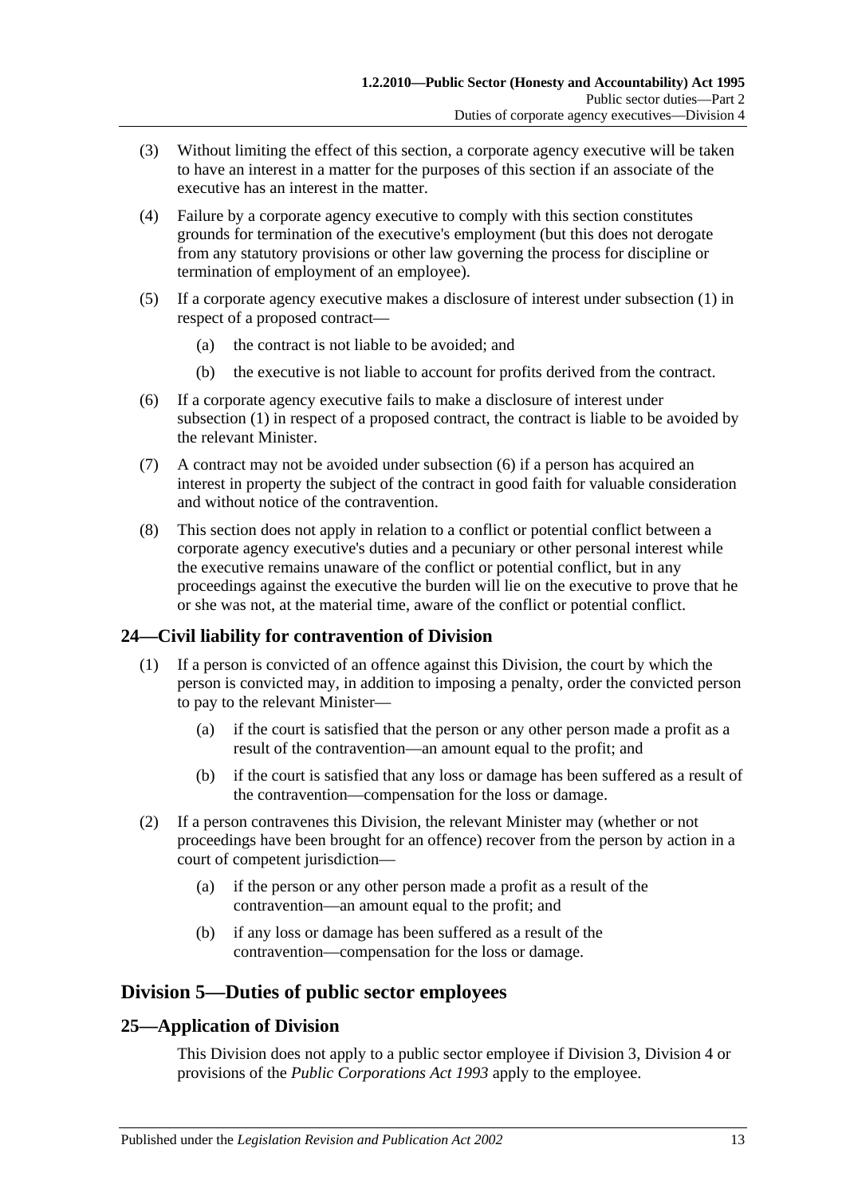(3) Without limiting the effect of this section, a corporate agency executive will be taken to have an interest in a matter for the purposes of this section if an associate of the executive has an interest in the matter.

(4) Failure by a corporate agency executive to comply with this section constitutes grounds for termination of the executive's employment (but this does not derogate from any statutory provisions or other law governing the process for discipline or termination of employment of an employee).

(5) If a corporate agency executive makes a disclosure of interest under subsection (1) in respect of a proposed contract—

(a) the contract is not liable to be avoided; and

(b) the executive is not liable to account for profits derived from the contract.

(6) If a corporate agency executive fails to make a disclosure of interest under subsection (1) in respect of a proposed contract, the contract is liable to be avoided by the relevant Minister.

(7) A contract may not be avoided under subsection (6) if a person has acquired an interest in property the subject of the contract in good faith for valuable consideration and without notice of the contravention.

(8) This section does not apply in relation to a conflict or potential conflict between a corporate agency executive's duties and a pecuniary or other personal interest while the executive remains unaware of the conflict or potential conflict, but in any proceedings against the executive the burden will lie on the executive to prove that he or she was not, at the material time, aware of the conflict or potential conflict.

## 24—Civil liability for contravention of Division

(1) If a person is convicted of an offence against this Division, the court by which the person is convicted may, in addition to imposing a penalty, order the convicted person to pay to the relevant Minister—

(a) if the court is satisfied that the person or any other person made a profit as a result of the contravention—an amount equal to the profit; and

(b) if the court is satisfied that any loss or damage has been suffered as a result of the contravention—compensation for the loss or damage.

(2) If a person contravenes this Division, the relevant Minister may (whether or not proceedings have been brought for an offence) recover from the person by action in a court of competent jurisdiction—

(a) if the person or any other person made a profit as a result of the contravention—an amount equal to the profit; and

(b) if any loss or damage has been suffered as a result of the contravention—compensation for the loss or damage.

# Division 5—Duties of public sector employees

## 25—Application of Division

This Division does not apply to a public sector employee if Division 3, Division 4 or provisions of the *Public Corporations Act 1993* apply to the employee.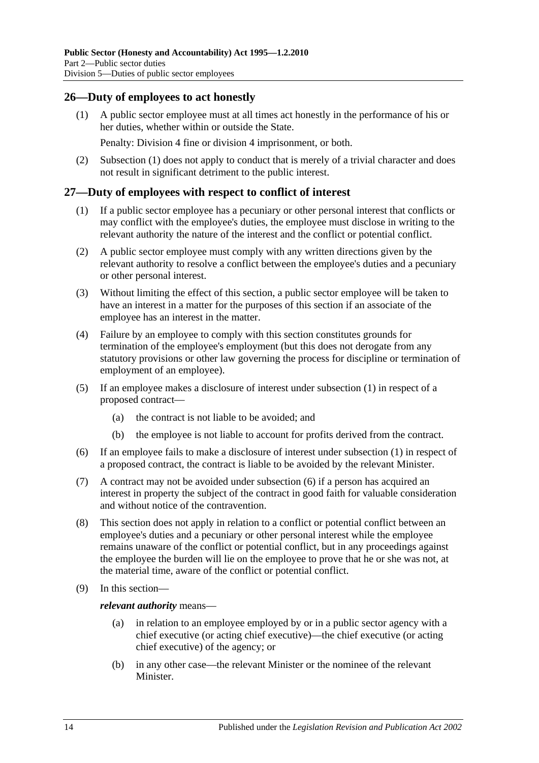## 26—Duty of employees to act honestly

(1) A public sector employee must at all times act honestly in the performance of his or her duties, whether within or outside the State.

Penalty: Division 4 fine or division 4 imprisonment, or both.

(2) Subsection (1) does not apply to conduct that is merely of a trivial character and does not result in significant detriment to the public interest.

## 27—Duty of employees with respect to conflict of interest

(1) If a public sector employee has a pecuniary or other personal interest that conflicts or may conflict with the employee's duties, the employee must disclose in writing to the relevant authority the nature of the interest and the conflict or potential conflict.

(2) A public sector employee must comply with any written directions given by the relevant authority to resolve a conflict between the employee's duties and a pecuniary or other personal interest.

(3) Without limiting the effect of this section, a public sector employee will be taken to have an interest in a matter for the purposes of this section if an associate of the employee has an interest in the matter.

(4) Failure by an employee to comply with this section constitutes grounds for termination of the employee's employment (but this does not derogate from any statutory provisions or other law governing the process for discipline or termination of employment of an employee).

(5) If an employee makes a disclosure of interest under subsection (1) in respect of a proposed contract—

(a) the contract is not liable to be avoided; and

(b) the employee is not liable to account for profits derived from the contract.

(6) If an employee fails to make a disclosure of interest under subsection (1) in respect of a proposed contract, the contract is liable to be avoided by the relevant Minister.

(7) A contract may not be avoided under subsection (6) if a person has acquired an interest in property the subject of the contract in good faith for valuable consideration and without notice of the contravention.

(8) This section does not apply in relation to a conflict or potential conflict between an employee's duties and a pecuniary or other personal interest while the employee remains unaware of the conflict or potential conflict, but in any proceedings against the employee the burden will lie on the employee to prove that he or she was not, at the material time, aware of the conflict or potential conflict.

(9) In this section—

***relevant authority*** means—

(a) in relation to an employee employed by or in a public sector agency with a chief executive (or acting chief executive)—the chief executive (or acting chief executive) of the agency; or

(b) in any other case—the relevant Minister or the nominee of the relevant Minister.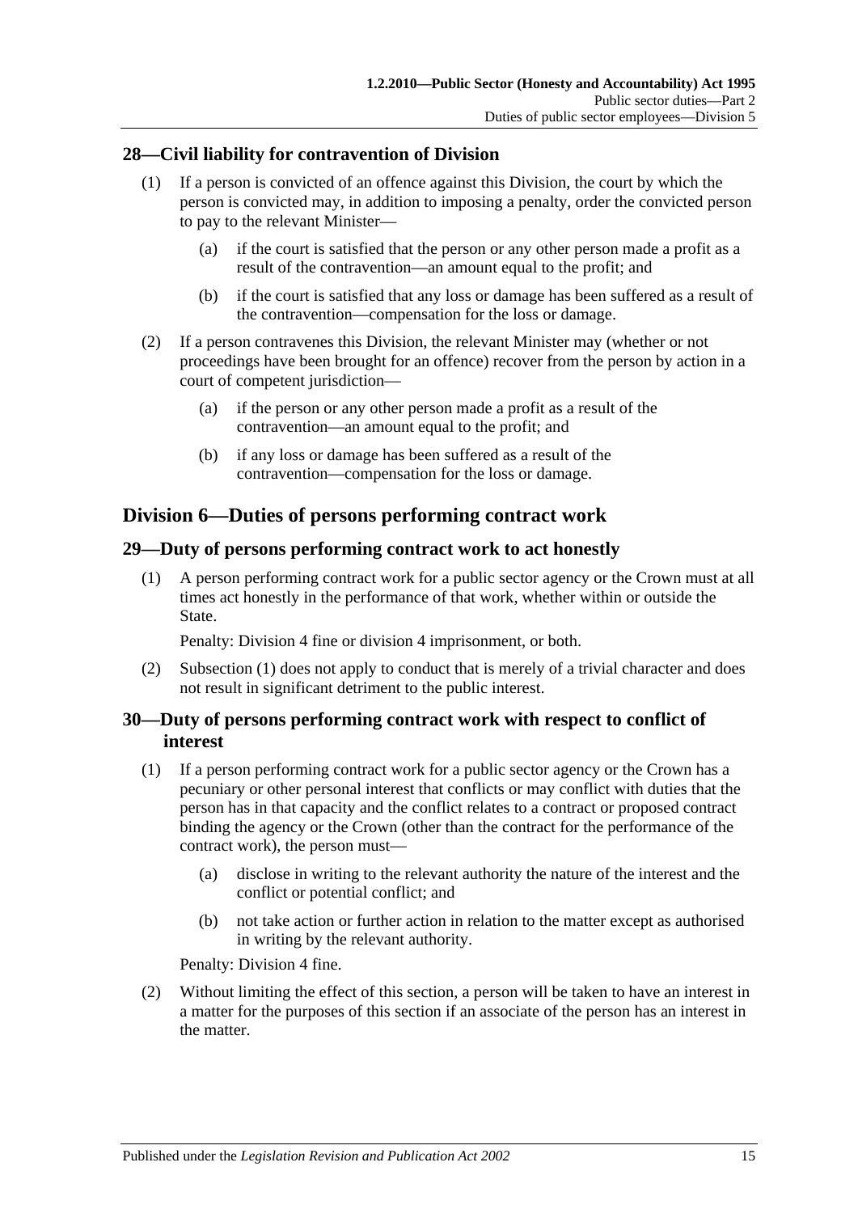### 28—Civil liability for contravention of Division

(1) If a person is convicted of an offence against this Division, the court by which the person is convicted may, in addition to imposing a penalty, order the convicted person to pay to the relevant Minister—

(a) if the court is satisfied that the person or any other person made a profit as a result of the contravention—an amount equal to the profit; and

(b) if the court is satisfied that any loss or damage has been suffered as a result of the contravention—compensation for the loss or damage.

(2) If a person contravenes this Division, the relevant Minister may (whether or not proceedings have been brought for an offence) recover from the person by action in a court of competent jurisdiction—

(a) if the person or any other person made a profit as a result of the contravention—an amount equal to the profit; and

(b) if any loss or damage has been suffered as a result of the contravention—compensation for the loss or damage.

## Division 6—Duties of persons performing contract work

### 29—Duty of persons performing contract work to act honestly

(1) A person performing contract work for a public sector agency or the Crown must at all times act honestly in the performance of that work, whether within or outside the State.

Penalty: Division 4 fine or division 4 imprisonment, or both.

(2) Subsection (1) does not apply to conduct that is merely of a trivial character and does not result in significant detriment to the public interest.

### 30—Duty of persons performing contract work with respect to conflict of interest

(1) If a person performing contract work for a public sector agency or the Crown has a pecuniary or other personal interest that conflicts or may conflict with duties that the person has in that capacity and the conflict relates to a contract or proposed contract binding the agency or the Crown (other than the contract for the performance of the contract work), the person must—

(a) disclose in writing to the relevant authority the nature of the interest and the conflict or potential conflict; and

(b) not take action or further action in relation to the matter except as authorised in writing by the relevant authority.

Penalty: Division 4 fine.

(2) Without limiting the effect of this section, a person will be taken to have an interest in a matter for the purposes of this section if an associate of the person has an interest in the matter.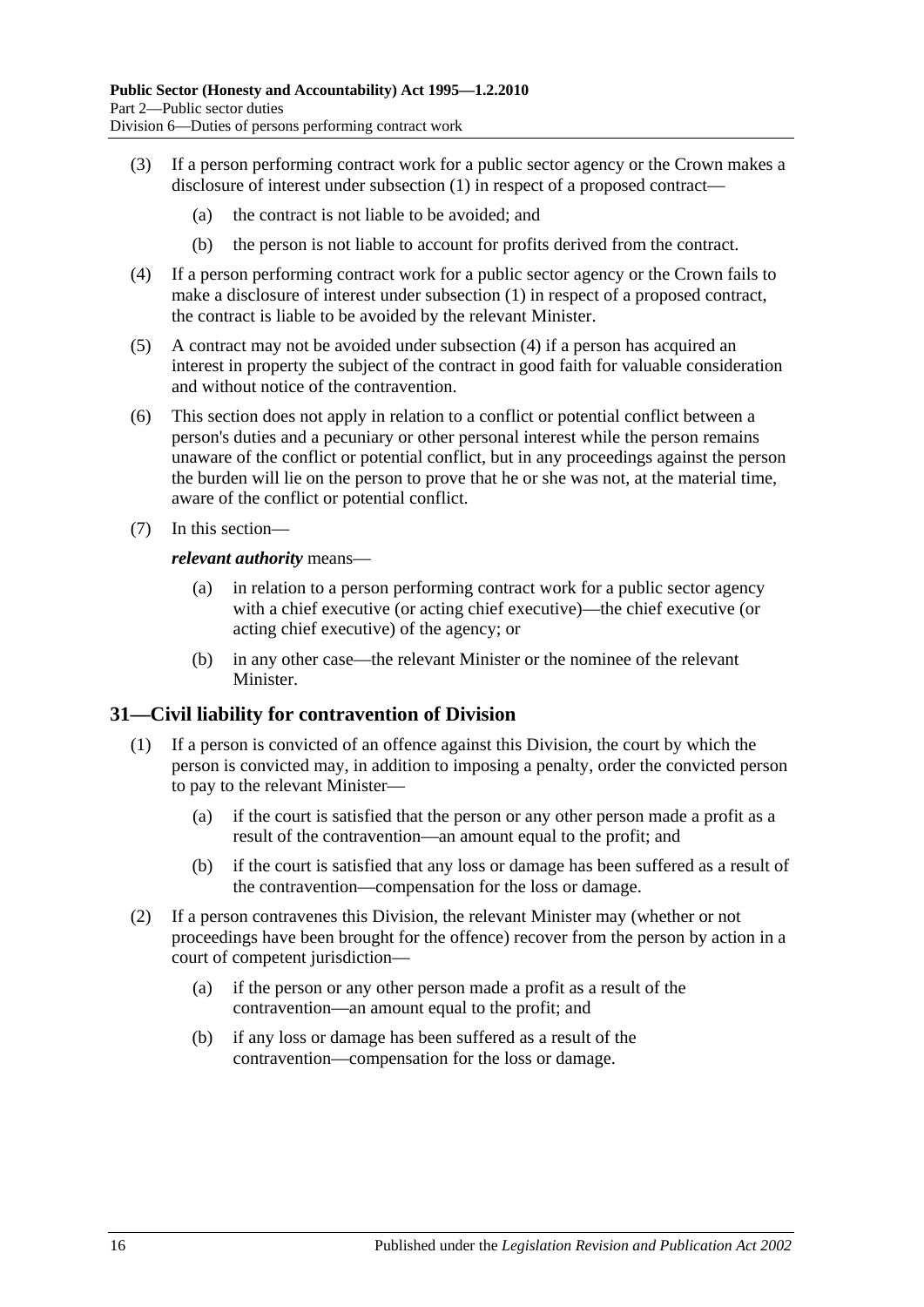(3) If a person performing contract work for a public sector agency or the Crown makes a disclosure of interest under subsection (1) in respect of a proposed contract—

(a) the contract is not liable to be avoided; and

(b) the person is not liable to account for profits derived from the contract.

(4) If a person performing contract work for a public sector agency or the Crown fails to make a disclosure of interest under subsection (1) in respect of a proposed contract, the contract is liable to be avoided by the relevant Minister.

(5) A contract may not be avoided under subsection (4) if a person has acquired an interest in property the subject of the contract in good faith for valuable consideration and without notice of the contravention.

(6) This section does not apply in relation to a conflict or potential conflict between a person's duties and a pecuniary or other personal interest while the person remains unaware of the conflict or potential conflict, but in any proceedings against the person the burden will lie on the person to prove that he or she was not, at the material time, aware of the conflict or potential conflict.

(7) In this section—

***relevant authority*** means—

(a) in relation to a person performing contract work for a public sector agency with a chief executive (or acting chief executive)—the chief executive (or acting chief executive) of the agency; or

(b) in any other case—the relevant Minister or the nominee of the relevant Minister.

## 31—Civil liability for contravention of Division

(1) If a person is convicted of an offence against this Division, the court by which the person is convicted may, in addition to imposing a penalty, order the convicted person to pay to the relevant Minister—

(a) if the court is satisfied that the person or any other person made a profit as a result of the contravention—an amount equal to the profit; and

(b) if the court is satisfied that any loss or damage has been suffered as a result of the contravention—compensation for the loss or damage.

(2) If a person contravenes this Division, the relevant Minister may (whether or not proceedings have been brought for the offence) recover from the person by action in a court of competent jurisdiction—

(a) if the person or any other person made a profit as a result of the contravention—an amount equal to the profit; and

(b) if any loss or damage has been suffered as a result of the contravention—compensation for the loss or damage.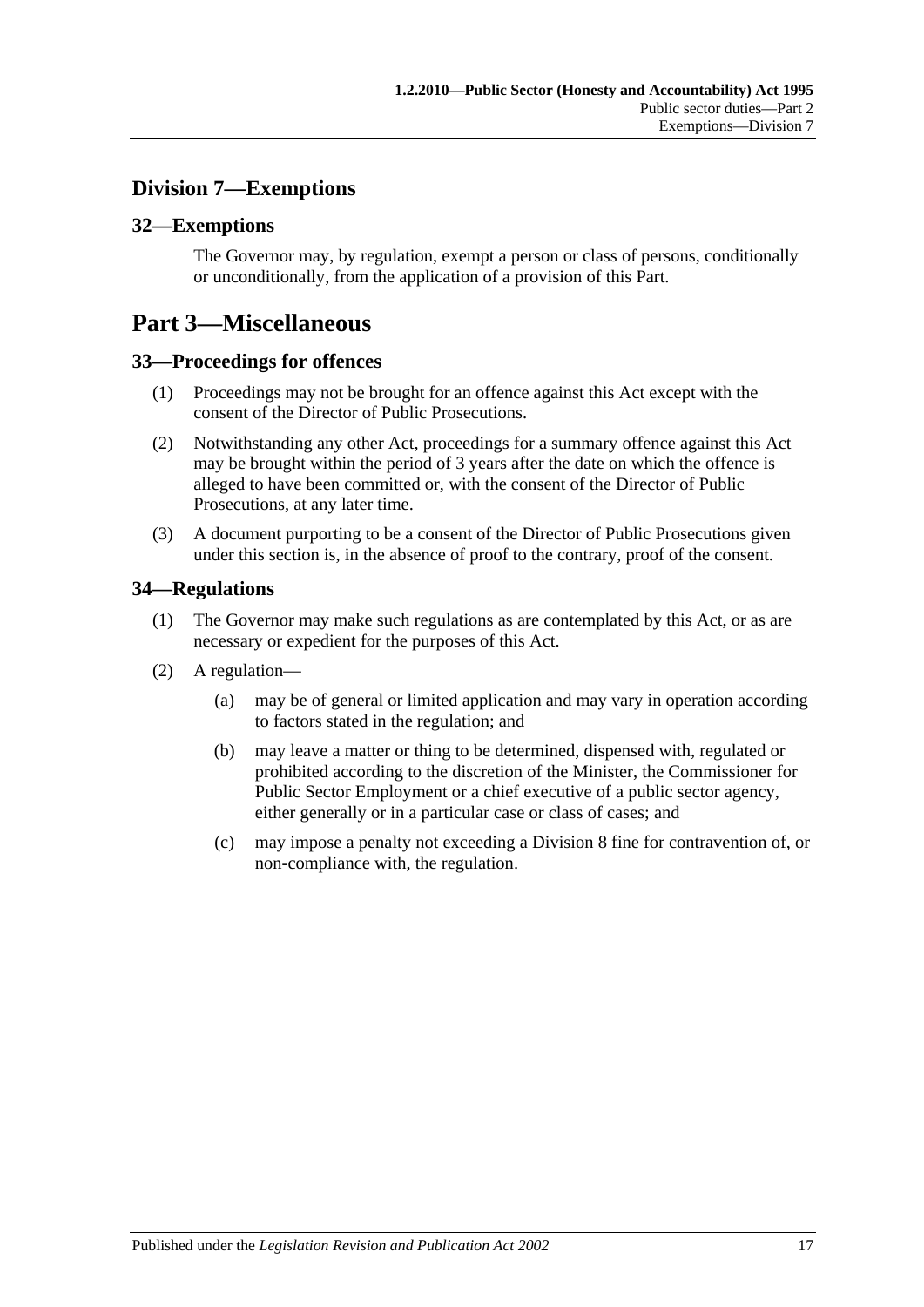## Division 7—Exemptions

### 32—Exemptions

The Governor may, by regulation, exempt a person or class of persons, conditionally or unconditionally, from the application of a provision of this Part.

# Part 3—Miscellaneous

### 33—Proceedings for offences

(1) Proceedings may not be brought for an offence against this Act except with the consent of the Director of Public Prosecutions.

(2) Notwithstanding any other Act, proceedings for a summary offence against this Act may be brought within the period of 3 years after the date on which the offence is alleged to have been committed or, with the consent of the Director of Public Prosecutions, at any later time.

(3) A document purporting to be a consent of the Director of Public Prosecutions given under this section is, in the absence of proof to the contrary, proof of the consent.

### 34—Regulations

(1) The Governor may make such regulations as are contemplated by this Act, or as are necessary or expedient for the purposes of this Act.

(2) A regulation—

(a) may be of general or limited application and may vary in operation according to factors stated in the regulation; and

(b) may leave a matter or thing to be determined, dispensed with, regulated or prohibited according to the discretion of the Minister, the Commissioner for Public Sector Employment or a chief executive of a public sector agency, either generally or in a particular case or class of cases; and

(c) may impose a penalty not exceeding a Division 8 fine for contravention of, or non-compliance with, the regulation.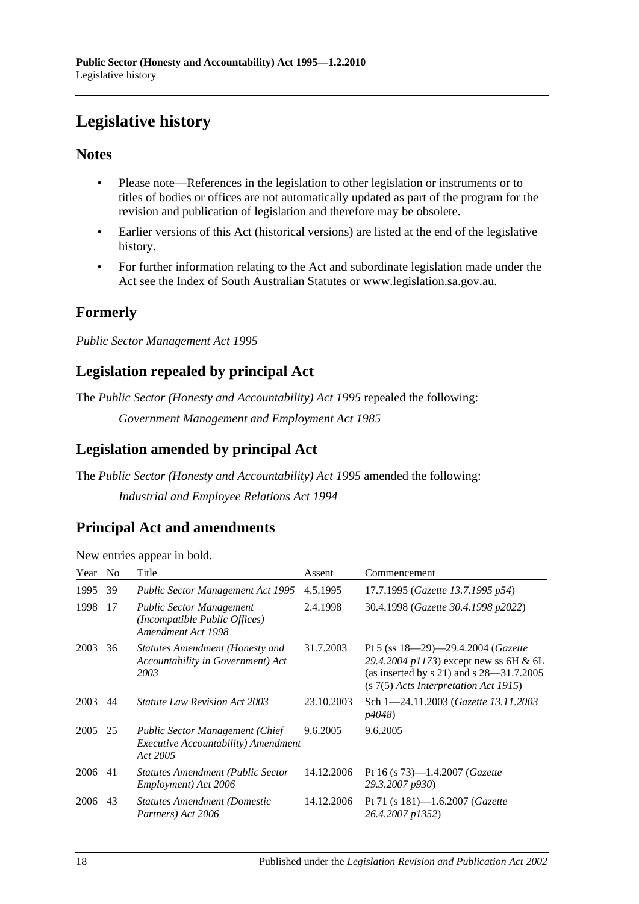# Legislative history

## Notes

- Please note—References in the legislation to other legislation or instruments or to titles of bodies or offices are not automatically updated as part of the program for the revision and publication of legislation and therefore may be obsolete.
- Earlier versions of this Act (historical versions) are listed at the end of the legislative history.
- For further information relating to the Act and subordinate legislation made under the Act see the Index of South Australian Statutes or www.legislation.sa.gov.au.

## Formerly

*Public Sector Management Act 1995*

## Legislation repealed by principal Act

The *Public Sector (Honesty and Accountability) Act 1995* repealed the following:

*Government Management and Employment Act 1985*

## Legislation amended by principal Act

The *Public Sector (Honesty and Accountability) Act 1995* amended the following:

*Industrial and Employee Relations Act 1994*

## Principal Act and amendments

New entries appear in bold.

| Year | No | Title | Assent | Commencement |
|---|---|---|---|---|
| 1995 | 39 | *Public Sector Management Act 1995* | 4.5.1995 | 17.7.1995 (*Gazette 13.7.1995 p54*) |
| 1998 | 17 | *Public Sector Management (Incompatible Public Offices) Amendment Act 1998* | 2.4.1998 | 30.4.1998 (*Gazette 30.4.1998 p2022*) |
| 2003 | 36 | *Statutes Amendment (Honesty and Accountability in Government) Act 2003* | 31.7.2003 | Pt 5 (ss 18—29)—29.4.2004 (*Gazette 29.4.2004 p1173*) except new ss 6H & 6L (as inserted by s 21) and s 28—31.7.2005 (s 7(5) *Acts Interpretation Act 1915*) |
| 2003 | 44 | *Statute Law Revision Act 2003* | 23.10.2003 | Sch 1—24.11.2003 (*Gazette 13.11.2003 p4048*) |
| 2005 | 25 | *Public Sector Management (Chief Executive Accountability) Amendment Act 2005* | 9.6.2005 | 9.6.2005 |
| 2006 | 41 | *Statutes Amendment (Public Sector Employment) Act 2006* | 14.12.2006 | Pt 16 (s 73)—1.4.2007 (*Gazette 29.3.2007 p930*) |
| 2006 | 43 | *Statutes Amendment (Domestic Partners) Act 2006* | 14.12.2006 | Pt 71 (s 181)—1.6.2007 (*Gazette 26.4.2007 p1352*) |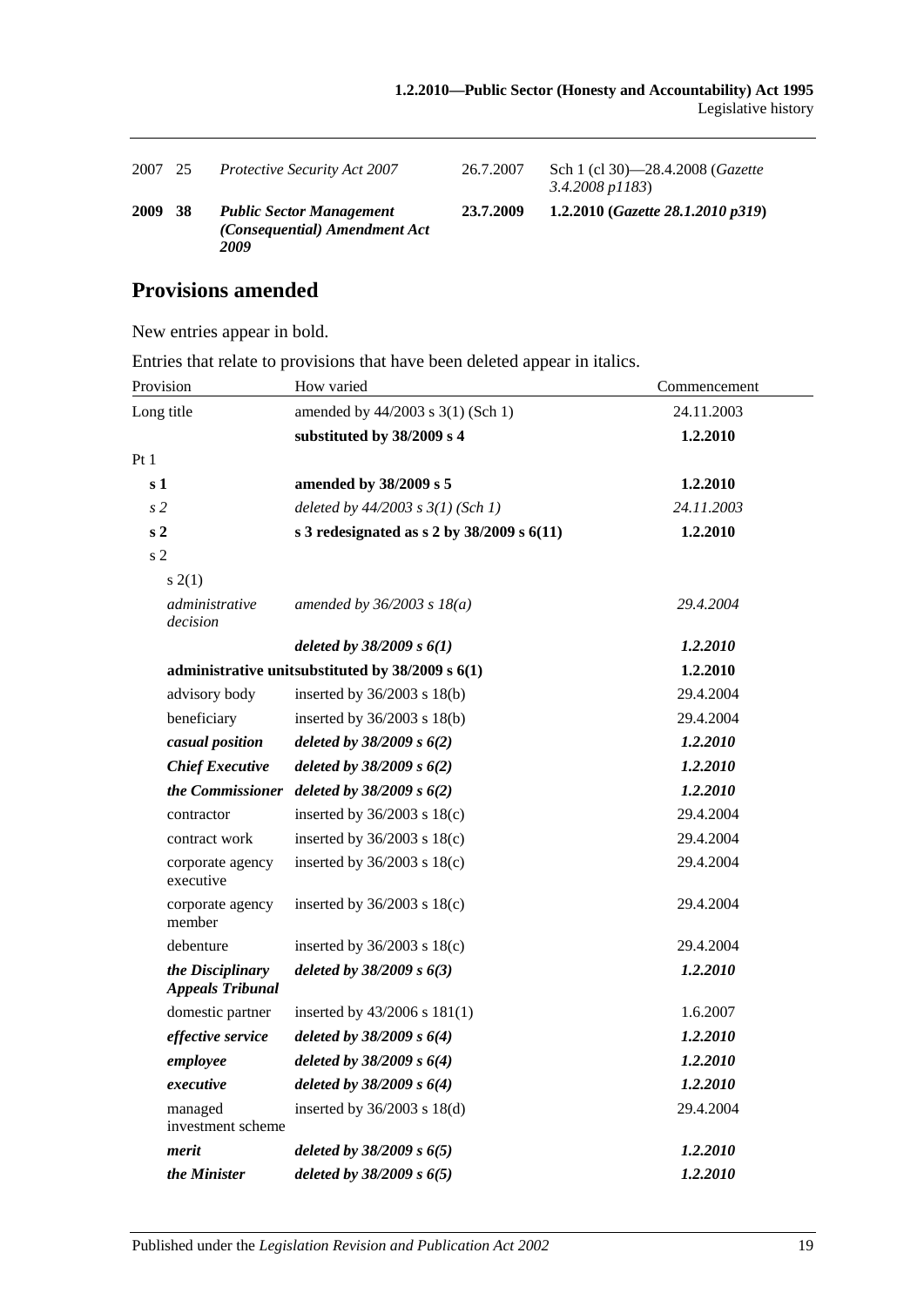| | | | | |
|---|---|---|---|---|
| 2007 | 25 | *Protective Security Act 2007* | 26.7.2007 | Sch 1 (cl 30)—28.4.2008 (*Gazette 3.4.2008 p1183*) |
| **2009** | **38** | ***Public Sector Management (Consequential) Amendment Act 2009*** | **23.7.2009** | **1.2.2010 (*Gazette 28.1.2010 p319*)** |

## Provisions amended

New entries appear in bold.

Entries that relate to provisions that have been deleted appear in italics.

| Provision | | How varied | Commencement |
|---|---|---|---|
| Long title | | amended by 44/2003 s 3(1) (Sch 1) | 24.11.2003 |
| | | **substituted by 38/2009 s 4** | **1.2.2010** |
| Pt 1 | | | |
| **s 1** | | **amended by 38/2009 s 5** | **1.2.2010** |
| *s 2* | | *deleted by 44/2003 s 3(1) (Sch 1)* | *24.11.2003* |
| **s 2** | | **s 3 redesignated as s 2 by 38/2009 s 6(11)** | **1.2.2010** |
| s 2 | | | |
| s 2(1) | | | |
| | *administrative decision* | *amended by 36/2003 s 18(a)* | *29.4.2004* |
| | | ***deleted by 38/2009 s 6(1)*** | ***1.2.2010*** |
| | **administrative unit** | **substituted by 38/2009 s 6(1)** | **1.2.2010** |
| | advisory body | inserted by 36/2003 s 18(b) | 29.4.2004 |
| | beneficiary | inserted by 36/2003 s 18(b) | 29.4.2004 |
| | ***casual position*** | ***deleted by 38/2009 s 6(2)*** | ***1.2.2010*** |
| | ***Chief Executive*** | ***deleted by 38/2009 s 6(2)*** | ***1.2.2010*** |
| | ***the Commissioner*** | ***deleted by 38/2009 s 6(2)*** | ***1.2.2010*** |
| | contractor | inserted by 36/2003 s 18(c) | 29.4.2004 |
| | contract work | inserted by 36/2003 s 18(c) | 29.4.2004 |
| | corporate agency executive | inserted by 36/2003 s 18(c) | 29.4.2004 |
| | corporate agency member | inserted by 36/2003 s 18(c) | 29.4.2004 |
| | debenture | inserted by 36/2003 s 18(c) | 29.4.2004 |
| | ***the Disciplinary Appeals Tribunal*** | ***deleted by 38/2009 s 6(3)*** | ***1.2.2010*** |
| | domestic partner | inserted by 43/2006 s 181(1) | 1.6.2007 |
| | ***effective service*** | ***deleted by 38/2009 s 6(4)*** | ***1.2.2010*** |
| | ***employee*** | ***deleted by 38/2009 s 6(4)*** | ***1.2.2010*** |
| | ***executive*** | ***deleted by 38/2009 s 6(4)*** | ***1.2.2010*** |
| | managed investment scheme | inserted by 36/2003 s 18(d) | 29.4.2004 |
| | ***merit*** | ***deleted by 38/2009 s 6(5)*** | ***1.2.2010*** |
| | ***the Minister*** | ***deleted by 38/2009 s 6(5)*** | ***1.2.2010*** |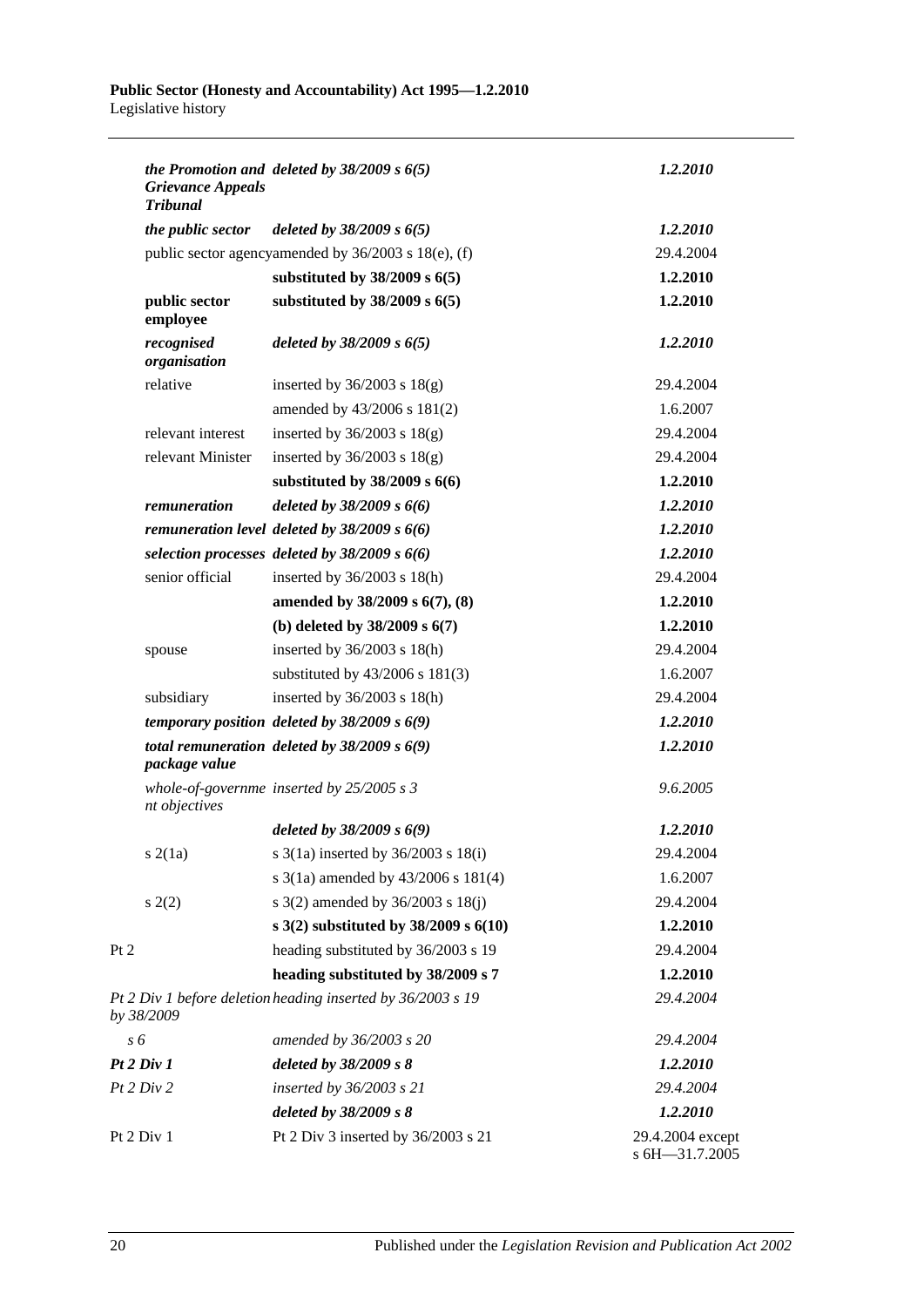| | | | |
|---|---|---|---|
| | *the Promotion and Grievance Appeals Tribunal* | *deleted by 38/2009 s 6(5)* | *1.2.2010* |
| | *the public sector* | *deleted by 38/2009 s 6(5)* | *1.2.2010* |
| | public sector agency | amended by 36/2003 s 18(e), (f) | 29.4.2004 |
| | | **substituted by 38/2009 s 6(5)** | **1.2.2010** |
| | **public sector employee** | **substituted by 38/2009 s 6(5)** | **1.2.2010** |
| | *recognised organisation* | *deleted by 38/2009 s 6(5)* | *1.2.2010* |
| | relative | inserted by 36/2003 s 18(g) | 29.4.2004 |
| | | amended by 43/2006 s 181(2) | 1.6.2007 |
| | relevant interest | inserted by 36/2003 s 18(g) | 29.4.2004 |
| | relevant Minister | inserted by 36/2003 s 18(g) | 29.4.2004 |
| | | **substituted by 38/2009 s 6(6)** | **1.2.2010** |
| | *remuneration* | *deleted by 38/2009 s 6(6)* | *1.2.2010* |
| | *remuneration level* | *deleted by 38/2009 s 6(6)* | *1.2.2010* |
| | *selection processes* | *deleted by 38/2009 s 6(6)* | *1.2.2010* |
| | senior official | inserted by 36/2003 s 18(h) | 29.4.2004 |
| | | **amended by 38/2009 s 6(7), (8)** | **1.2.2010** |
| | | **(b) deleted by 38/2009 s 6(7)** | **1.2.2010** |
| | spouse | inserted by 36/2003 s 18(h) | 29.4.2004 |
| | | substituted by 43/2006 s 181(3) | 1.6.2007 |
| | subsidiary | inserted by 36/2003 s 18(h) | 29.4.2004 |
| | *temporary position* | *deleted by 38/2009 s 6(9)* | *1.2.2010* |
| | *total remuneration package value* | *deleted by 38/2009 s 6(9)* | *1.2.2010* |
| | *whole-of-government objectives* | *inserted by 25/2005 s 3* | *9.6.2005* |
| | | *deleted by 38/2009 s 6(9)* | *1.2.2010* |
| | s 2(1a) | s 3(1a) inserted by 36/2003 s 18(i) | 29.4.2004 |
| | | s 3(1a) amended by 43/2006 s 181(4) | 1.6.2007 |
| | s 2(2) | s 3(2) amended by 36/2003 s 18(j) | 29.4.2004 |
| | | **s 3(2) substituted by 38/2009 s 6(10)** | **1.2.2010** |
| Pt 2 | | heading substituted by 36/2003 s 19 | 29.4.2004 |
| | | **heading substituted by 38/2009 s 7** | **1.2.2010** |
| *Pt 2 Div 1 before deletion by 38/2009* | | *heading inserted by 36/2003 s 19* | *29.4.2004* |
| *s 6* | | *amended by 36/2003 s 20* | *29.4.2004* |
| ***Pt 2 Div 1*** | | ***deleted by 38/2009 s 8*** | ***1.2.2010*** |
| *Pt 2 Div 2* | | *inserted by 36/2003 s 21* | *29.4.2004* |
| | | ***deleted by 38/2009 s 8*** | ***1.2.2010*** |
| Pt 2 Div 1 | | Pt 2 Div 3 inserted by 36/2003 s 21 | 29.4.2004 except s 6H—31.7.2005 |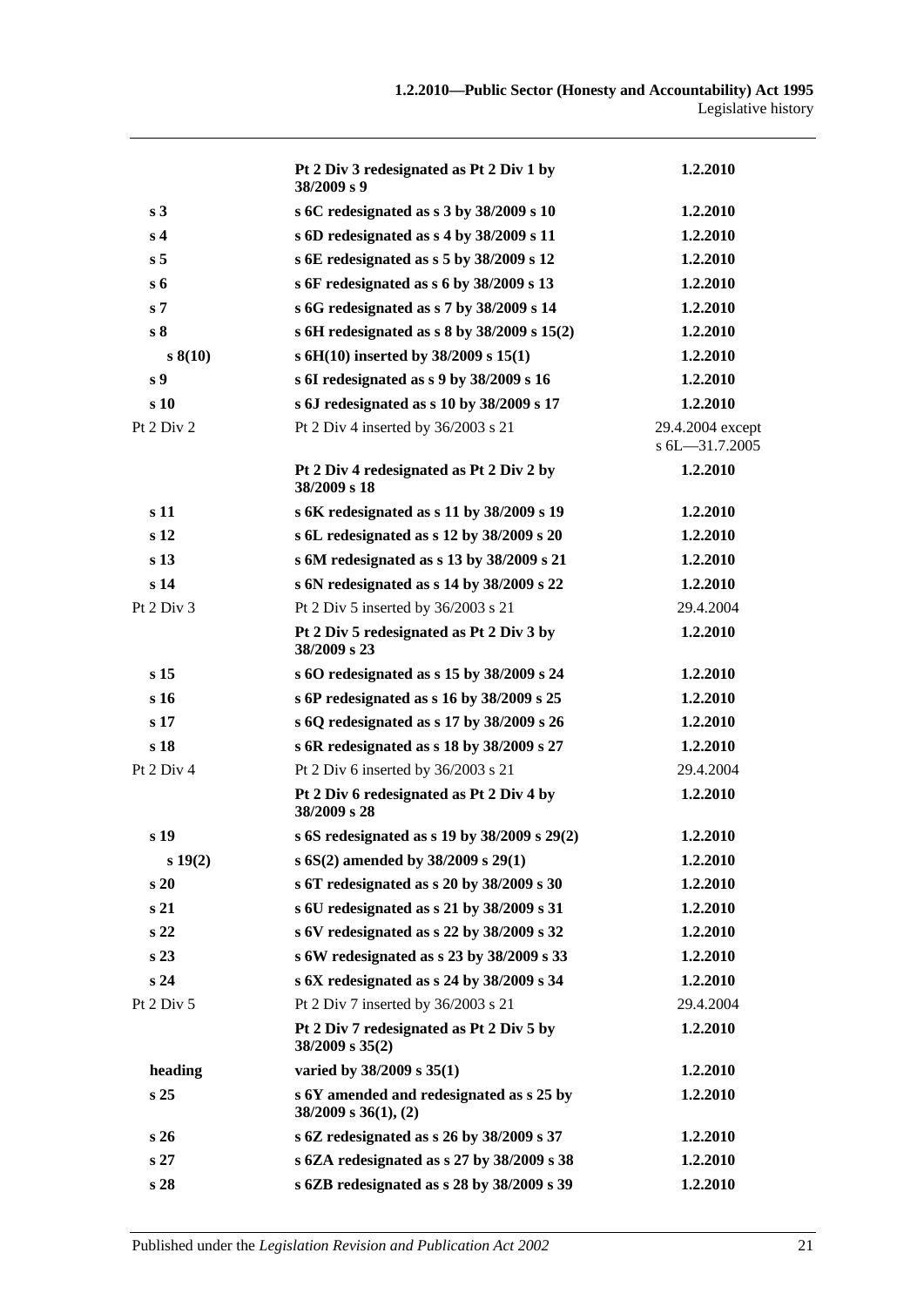| | | |
|---|---|---|
| | **Pt 2 Div 3 redesignated as Pt 2 Div 1 by 38/2009 s 9** | **1.2.2010** |
| **s 3** | **s 6C redesignated as s 3 by 38/2009 s 10** | **1.2.2010** |
| **s 4** | **s 6D redesignated as s 4 by 38/2009 s 11** | **1.2.2010** |
| **s 5** | **s 6E redesignated as s 5 by 38/2009 s 12** | **1.2.2010** |
| **s 6** | **s 6F redesignated as s 6 by 38/2009 s 13** | **1.2.2010** |
| **s 7** | **s 6G redesignated as s 7 by 38/2009 s 14** | **1.2.2010** |
| **s 8** | **s 6H redesignated as s 8 by 38/2009 s 15(2)** | **1.2.2010** |
| **s 8(10)** | **s 6H(10) inserted by 38/2009 s 15(1)** | **1.2.2010** |
| **s 9** | **s 6I redesignated as s 9 by 38/2009 s 16** | **1.2.2010** |
| **s 10** | **s 6J redesignated as s 10 by 38/2009 s 17** | **1.2.2010** |
| Pt 2 Div 2 | Pt 2 Div 4 inserted by 36/2003 s 21 | 29.4.2004 except s 6L—31.7.2005 |
| | **Pt 2 Div 4 redesignated as Pt 2 Div 2 by 38/2009 s 18** | **1.2.2010** |
| **s 11** | **s 6K redesignated as s 11 by 38/2009 s 19** | **1.2.2010** |
| **s 12** | **s 6L redesignated as s 12 by 38/2009 s 20** | **1.2.2010** |
| **s 13** | **s 6M redesignated as s 13 by 38/2009 s 21** | **1.2.2010** |
| **s 14** | **s 6N redesignated as s 14 by 38/2009 s 22** | **1.2.2010** |
| Pt 2 Div 3 | Pt 2 Div 5 inserted by 36/2003 s 21 | 29.4.2004 |
| | **Pt 2 Div 5 redesignated as Pt 2 Div 3 by 38/2009 s 23** | **1.2.2010** |
| **s 15** | **s 6O redesignated as s 15 by 38/2009 s 24** | **1.2.2010** |
| **s 16** | **s 6P redesignated as s 16 by 38/2009 s 25** | **1.2.2010** |
| **s 17** | **s 6Q redesignated as s 17 by 38/2009 s 26** | **1.2.2010** |
| **s 18** | **s 6R redesignated as s 18 by 38/2009 s 27** | **1.2.2010** |
| Pt 2 Div 4 | Pt 2 Div 6 inserted by 36/2003 s 21 | 29.4.2004 |
| | **Pt 2 Div 6 redesignated as Pt 2 Div 4 by 38/2009 s 28** | **1.2.2010** |
| **s 19** | **s 6S redesignated as s 19 by 38/2009 s 29(2)** | **1.2.2010** |
| **s 19(2)** | **s 6S(2) amended by 38/2009 s 29(1)** | **1.2.2010** |
| **s 20** | **s 6T redesignated as s 20 by 38/2009 s 30** | **1.2.2010** |
| **s 21** | **s 6U redesignated as s 21 by 38/2009 s 31** | **1.2.2010** |
| **s 22** | **s 6V redesignated as s 22 by 38/2009 s 32** | **1.2.2010** |
| **s 23** | **s 6W redesignated as s 23 by 38/2009 s 33** | **1.2.2010** |
| **s 24** | **s 6X redesignated as s 24 by 38/2009 s 34** | **1.2.2010** |
| Pt 2 Div 5 | Pt 2 Div 7 inserted by 36/2003 s 21 | 29.4.2004 |
| | **Pt 2 Div 7 redesignated as Pt 2 Div 5 by 38/2009 s 35(2)** | **1.2.2010** |
| **heading** | **varied by 38/2009 s 35(1)** | **1.2.2010** |
| **s 25** | **s 6Y amended and redesignated as s 25 by 38/2009 s 36(1), (2)** | **1.2.2010** |
| **s 26** | **s 6Z redesignated as s 26 by 38/2009 s 37** | **1.2.2010** |
| **s 27** | **s 6ZA redesignated as s 27 by 38/2009 s 38** | **1.2.2010** |
| **s 28** | **s 6ZB redesignated as s 28 by 38/2009 s 39** | **1.2.2010** |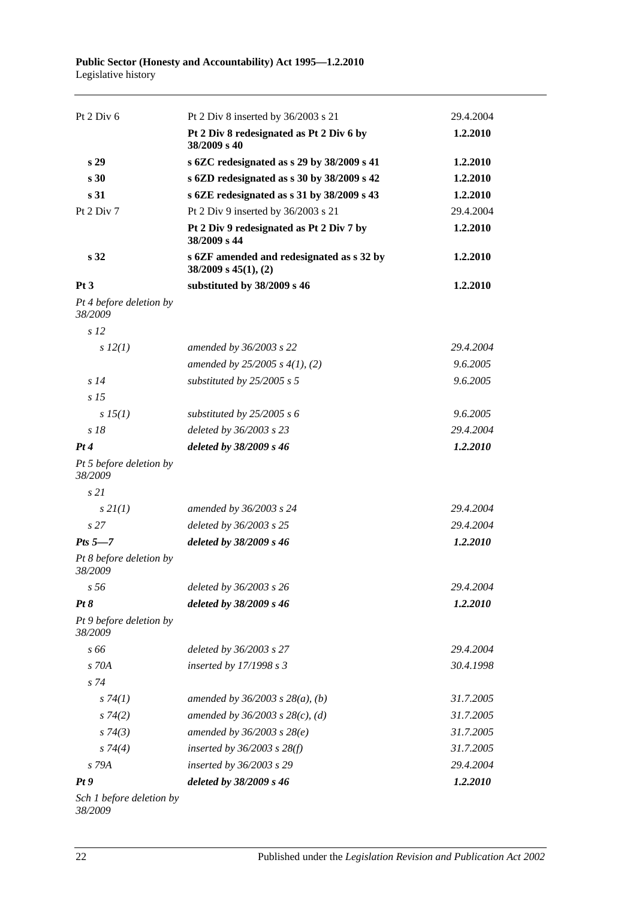| | | |
|---|---|---|
| Pt 2 Div 6 | Pt 2 Div 8 inserted by 36/2003 s 21 | 29.4.2004 |
| | **Pt 2 Div 8 redesignated as Pt 2 Div 6 by 38/2009 s 40** | **1.2.2010** |
| **s 29** | **s 6ZC redesignated as s 29 by 38/2009 s 41** | **1.2.2010** |
| **s 30** | **s 6ZD redesignated as s 30 by 38/2009 s 42** | **1.2.2010** |
| **s 31** | **s 6ZE redesignated as s 31 by 38/2009 s 43** | **1.2.2010** |
| Pt 2 Div 7 | Pt 2 Div 9 inserted by 36/2003 s 21 | 29.4.2004 |
| | **Pt 2 Div 9 redesignated as Pt 2 Div 7 by 38/2009 s 44** | **1.2.2010** |
| **s 32** | **s 6ZF amended and redesignated as s 32 by 38/2009 s 45(1), (2)** | **1.2.2010** |
| **Pt 3** | **substituted by 38/2009 s 46** | **1.2.2010** |
| *Pt 4 before deletion by 38/2009* | | |
| *s 12* | | |
| *s 12(1)* | *amended by 36/2003 s 22* | *29.4.2004* |
| | *amended by 25/2005 s 4(1), (2)* | *9.6.2005* |
| *s 14* | *substituted by 25/2005 s 5* | *9.6.2005* |
| *s 15* | | |
| *s 15(1)* | *substituted by 25/2005 s 6* | *9.6.2005* |
| *s 18* | *deleted by 36/2003 s 23* | *29.4.2004* |
| ***Pt 4*** | ***deleted by 38/2009 s 46*** | ***1.2.2010*** |
| *Pt 5 before deletion by 38/2009* | | |
| *s 21* | | |
| *s 21(1)* | *amended by 36/2003 s 24* | *29.4.2004* |
| *s 27* | *deleted by 36/2003 s 25* | *29.4.2004* |
| ***Pts 5—7*** | ***deleted by 38/2009 s 46*** | ***1.2.2010*** |
| *Pt 8 before deletion by 38/2009* | | |
| *s 56* | *deleted by 36/2003 s 26* | *29.4.2004* |
| ***Pt 8*** | ***deleted by 38/2009 s 46*** | ***1.2.2010*** |
| *Pt 9 before deletion by 38/2009* | | |
| *s 66* | *deleted by 36/2003 s 27* | *29.4.2004* |
| *s 70A* | *inserted by 17/1998 s 3* | *30.4.1998* |
| *s 74* | | |
| *s 74(1)* | *amended by 36/2003 s 28(a), (b)* | *31.7.2005* |
| *s 74(2)* | *amended by 36/2003 s 28(c), (d)* | *31.7.2005* |
| *s 74(3)* | *amended by 36/2003 s 28(e)* | *31.7.2005* |
| *s 74(4)* | *inserted by 36/2003 s 28(f)* | *31.7.2005* |
| *s 79A* | *inserted by 36/2003 s 29* | *29.4.2004* |
| ***Pt 9*** | ***deleted by 38/2009 s 46*** | ***1.2.2010*** |
| *Sch 1 before deletion by 38/2009* | | |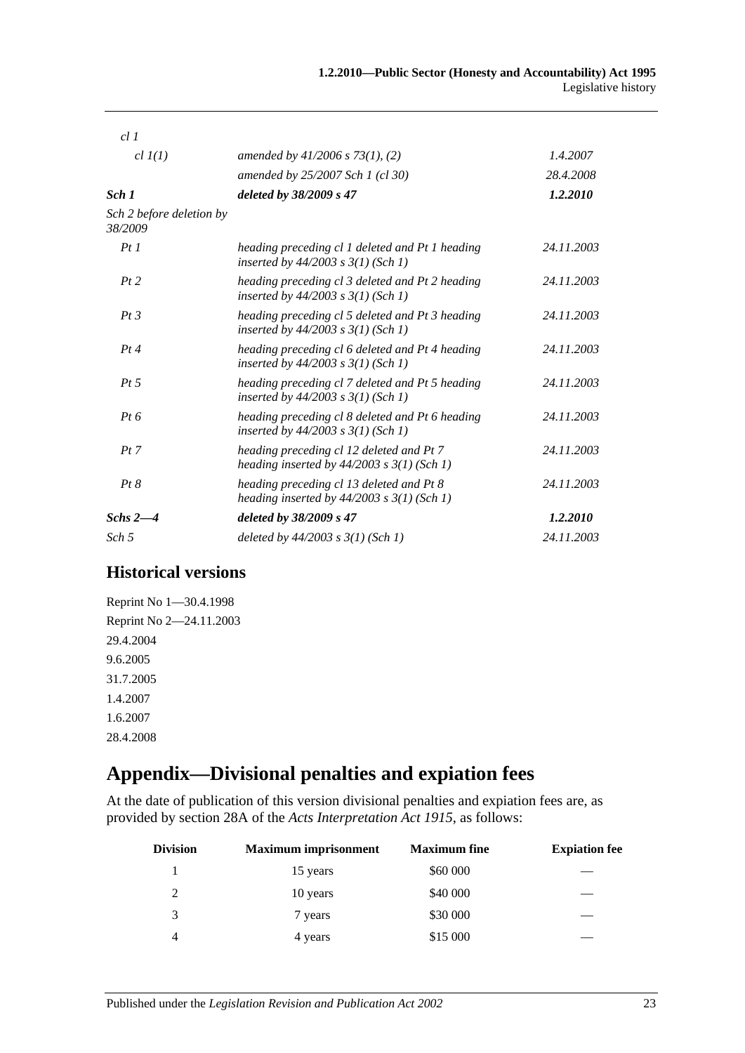| | | |
|---|---|---|
| *cl 1* | | |
| *cl 1(1)* | *amended by 41/2006 s 73(1), (2)* | *1.4.2007* |
| | *amended by 25/2007 Sch 1 (cl 30)* | *28.4.2008* |
| ***Sch 1*** | ***deleted by 38/2009 s 47*** | ***1.2.2010*** |
| *Sch 2 before deletion by 38/2009* | | |
| *Pt 1* | *heading preceding cl 1 deleted and Pt 1 heading inserted by 44/2003 s 3(1) (Sch 1)* | *24.11.2003* |
| *Pt 2* | *heading preceding cl 3 deleted and Pt 2 heading inserted by 44/2003 s 3(1) (Sch 1)* | *24.11.2003* |
| *Pt 3* | *heading preceding cl 5 deleted and Pt 3 heading inserted by 44/2003 s 3(1) (Sch 1)* | *24.11.2003* |
| *Pt 4* | *heading preceding cl 6 deleted and Pt 4 heading inserted by 44/2003 s 3(1) (Sch 1)* | *24.11.2003* |
| *Pt 5* | *heading preceding cl 7 deleted and Pt 5 heading inserted by 44/2003 s 3(1) (Sch 1)* | *24.11.2003* |
| *Pt 6* | *heading preceding cl 8 deleted and Pt 6 heading inserted by 44/2003 s 3(1) (Sch 1)* | *24.11.2003* |
| *Pt 7* | *heading preceding cl 12 deleted and Pt 7 heading inserted by 44/2003 s 3(1) (Sch 1)* | *24.11.2003* |
| *Pt 8* | *heading preceding cl 13 deleted and Pt 8 heading inserted by 44/2003 s 3(1) (Sch 1)* | *24.11.2003* |
| ***Schs 2—4*** | ***deleted by 38/2009 s 47*** | ***1.2.2010*** |
| *Sch 5* | *deleted by 44/2003 s 3(1) (Sch 1)* | *24.11.2003* |

## Historical versions

Reprint No 1—30.4.1998

Reprint No 2—24.11.2003

29.4.2004

9.6.2005

31.7.2005

1.4.2007

1.6.2007

28.4.2008

# Appendix—Divisional penalties and expiation fees

At the date of publication of this version divisional penalties and expiation fees are, as provided by section 28A of the *Acts Interpretation Act 1915*, as follows:

| Division | Maximum imprisonment | Maximum fine | Expiation fee |
|---|---|---|---|
| 1 | 15 years | \$60 000 | — |
| 2 | 10 years | \$40 000 | — |
| 3 | 7 years | \$30 000 | — |
| 4 | 4 years | \$15 000 | — |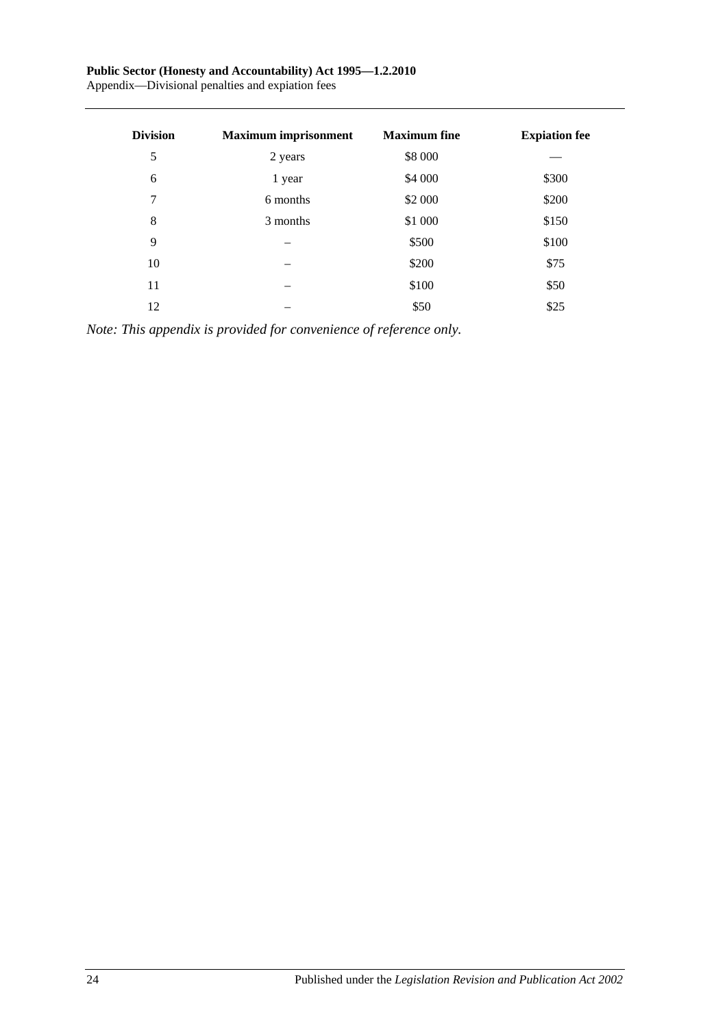| Division | Maximum imprisonment | Maximum fine | Expiation fee |
|---|---|---|---|
| 5 | 2 years | $8 000 | — |
| 6 | 1 year | $4 000 | $300 |
| 7 | 6 months | $2 000 | $200 |
| 8 | 3 months | $1 000 | $150 |
| 9 | – | $500 | $100 |
| 10 | – | $200 | $75 |
| 11 | – | $100 | $50 |
| 12 | – | $50 | $25 |

*Note: This appendix is provided for convenience of reference only.*